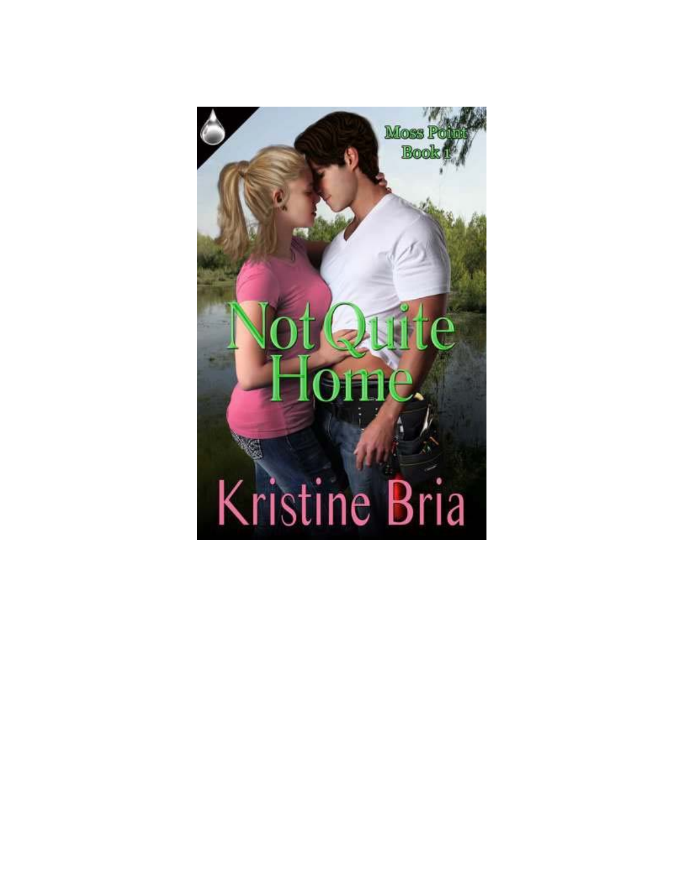Moss Point Book 1

# Not Quite Home

Kristine Bria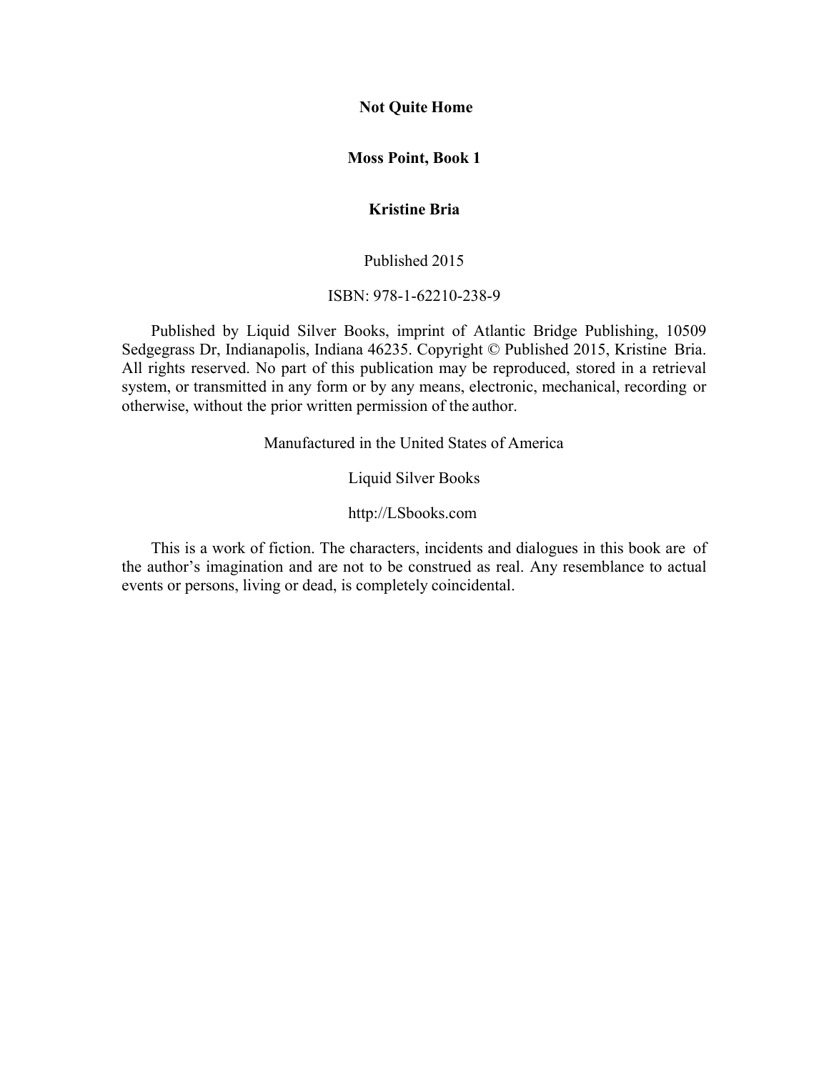**Not Quite Home**

**Moss Point, Book 1**

**Kristine Bria**

Published 2015

ISBN: 978-1-62210-238-9

Published by Liquid Silver Books, imprint of Atlantic Bridge Publishing, 10509 Sedgegrass Dr, Indianapolis, Indiana 46235. Copyright © Published 2015, Kristine Bria. All rights reserved. No part of this publication may be reproduced, stored in a retrieval system, or transmitted in any form or by any means, electronic, mechanical, recording or otherwise, without the prior written permission of the author.

Manufactured in the United States of America

Liquid Silver Books

http://LSbooks.com

This is a work of fiction. The characters, incidents and dialogues in this book are of the author's imagination and are not to be construed as real. Any resemblance to actual events or persons, living or dead, is completely coincidental.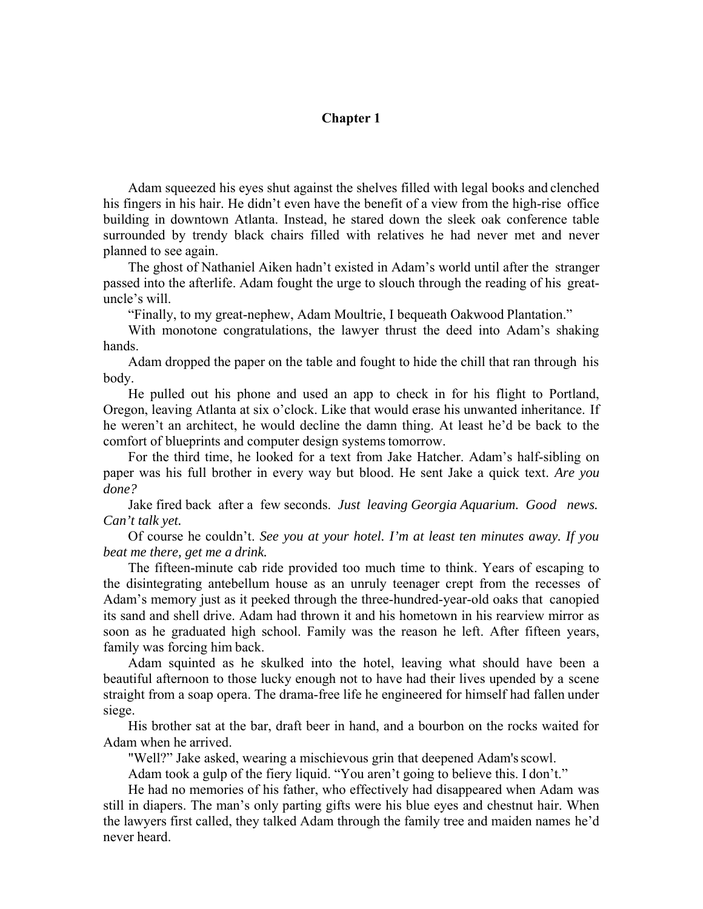# Chapter 1

Adam squeezed his eyes shut against the shelves filled with legal books and clenched his fingers in his hair. He didn't even have the benefit of a view from the high-rise office building in downtown Atlanta. Instead, he stared down the sleek oak conference table surrounded by trendy black chairs filled with relatives he had never met and never planned to see again.

The ghost of Nathaniel Aiken hadn't existed in Adam's world until after the stranger passed into the afterlife. Adam fought the urge to slouch through the reading of his great-uncle's will.

"Finally, to my great-nephew, Adam Moultrie, I bequeath Oakwood Plantation."

With monotone congratulations, the lawyer thrust the deed into Adam's shaking hands.

Adam dropped the paper on the table and fought to hide the chill that ran through his body.

He pulled out his phone and used an app to check in for his flight to Portland, Oregon, leaving Atlanta at six o'clock. Like that would erase his unwanted inheritance. If he weren't an architect, he would decline the damn thing. At least he'd be back to the comfort of blueprints and computer design systems tomorrow.

For the third time, he looked for a text from Jake Hatcher. Adam's half-sibling on paper was his full brother in every way but blood. He sent Jake a quick text. *Are you done?*

Jake fired back after a few seconds. *Just leaving Georgia Aquarium. Good news. Can't talk yet.*

Of course he couldn't. *See you at your hotel. I'm at least ten minutes away. If you beat me there, get me a drink.*

The fifteen-minute cab ride provided too much time to think. Years of escaping to the disintegrating antebellum house as an unruly teenager crept from the recesses of Adam's memory just as it peeked through the three-hundred-year-old oaks that canopied its sand and shell drive. Adam had thrown it and his hometown in his rearview mirror as soon as he graduated high school. Family was the reason he left. After fifteen years, family was forcing him back.

Adam squinted as he skulked into the hotel, leaving what should have been a beautiful afternoon to those lucky enough not to have had their lives upended by a scene straight from a soap opera. The drama-free life he engineered for himself had fallen under siege.

His brother sat at the bar, draft beer in hand, and a bourbon on the rocks waited for Adam when he arrived.

"Well?" Jake asked, wearing a mischievous grin that deepened Adam's scowl.

Adam took a gulp of the fiery liquid. "You aren't going to believe this. I don't."

He had no memories of his father, who effectively had disappeared when Adam was still in diapers. The man's only parting gifts were his blue eyes and chestnut hair. When the lawyers first called, they talked Adam through the family tree and maiden names he'd never heard.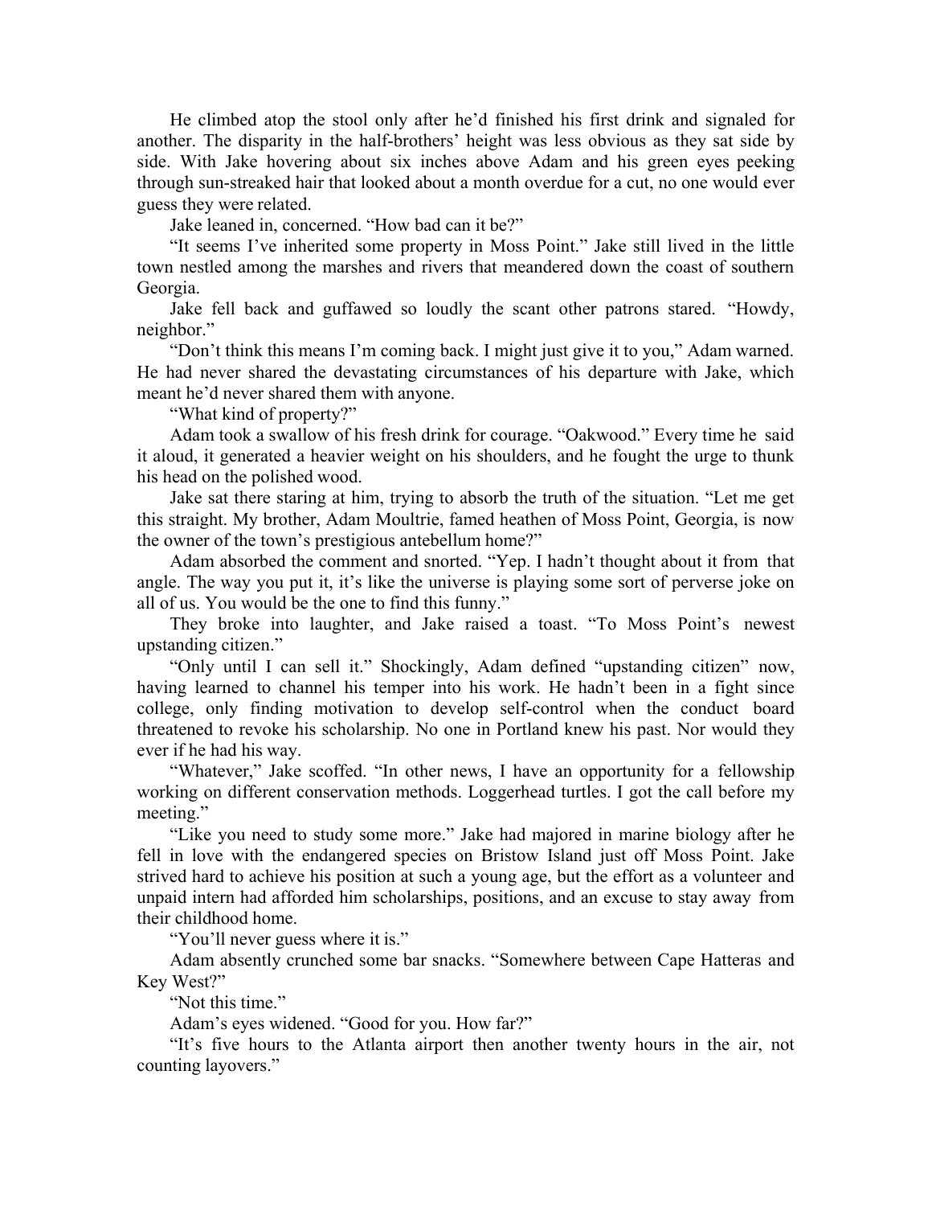He climbed atop the stool only after he'd finished his first drink and signaled for another. The disparity in the half-brothers' height was less obvious as they sat side by side. With Jake hovering about six inches above Adam and his green eyes peeking through sun-streaked hair that looked about a month overdue for a cut, no one would ever guess they were related.

Jake leaned in, concerned. "How bad can it be?"

"It seems I've inherited some property in Moss Point." Jake still lived in the little town nestled among the marshes and rivers that meandered down the coast of southern Georgia.

Jake fell back and guffawed so loudly the scant other patrons stared. "Howdy, neighbor."

"Don't think this means I'm coming back. I might just give it to you," Adam warned. He had never shared the devastating circumstances of his departure with Jake, which meant he'd never shared them with anyone.

"What kind of property?"

Adam took a swallow of his fresh drink for courage. "Oakwood." Every time he said it aloud, it generated a heavier weight on his shoulders, and he fought the urge to thunk his head on the polished wood.

Jake sat there staring at him, trying to absorb the truth of the situation. "Let me get this straight. My brother, Adam Moultrie, famed heathen of Moss Point, Georgia, is now the owner of the town's prestigious antebellum home?"

Adam absorbed the comment and snorted. "Yep. I hadn't thought about it from that angle. The way you put it, it's like the universe is playing some sort of perverse joke on all of us. You would be the one to find this funny."

They broke into laughter, and Jake raised a toast. "To Moss Point's newest upstanding citizen."

"Only until I can sell it." Shockingly, Adam defined "upstanding citizen" now, having learned to channel his temper into his work. He hadn't been in a fight since college, only finding motivation to develop self-control when the conduct board threatened to revoke his scholarship. No one in Portland knew his past. Nor would they ever if he had his way.

"Whatever," Jake scoffed. "In other news, I have an opportunity for a fellowship working on different conservation methods. Loggerhead turtles. I got the call before my meeting."

"Like you need to study some more." Jake had majored in marine biology after he fell in love with the endangered species on Bristow Island just off Moss Point. Jake strived hard to achieve his position at such a young age, but the effort as a volunteer and unpaid intern had afforded him scholarships, positions, and an excuse to stay away from their childhood home.

"You'll never guess where it is."

Adam absently crunched some bar snacks. "Somewhere between Cape Hatteras and Key West?"

"Not this time."

Adam's eyes widened. "Good for you. How far?"

"It's five hours to the Atlanta airport then another twenty hours in the air, not counting layovers."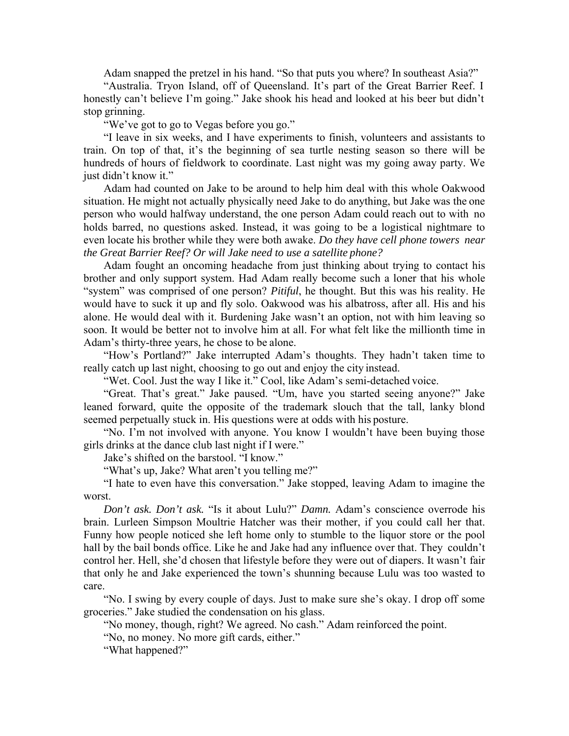Adam snapped the pretzel in his hand. "So that puts you where? In southeast Asia?"

"Australia. Tryon Island, off of Queensland. It's part of the Great Barrier Reef. I honestly can't believe I'm going." Jake shook his head and looked at his beer but didn't stop grinning.

"We've got to go to Vegas before you go."

"I leave in six weeks, and I have experiments to finish, volunteers and assistants to train. On top of that, it's the beginning of sea turtle nesting season so there will be hundreds of hours of fieldwork to coordinate. Last night was my going away party. We just didn't know it."

Adam had counted on Jake to be around to help him deal with this whole Oakwood situation. He might not actually physically need Jake to do anything, but Jake was the one person who would halfway understand, the one person Adam could reach out to with no holds barred, no questions asked. Instead, it was going to be a logistical nightmare to even locate his brother while they were both awake. *Do they have cell phone towers near the Great Barrier Reef? Or will Jake need to use a satellite phone?*

Adam fought an oncoming headache from just thinking about trying to contact his brother and only support system. Had Adam really become such a loner that his whole "system" was comprised of one person? *Pitiful*, he thought. But this was his reality. He would have to suck it up and fly solo. Oakwood was his albatross, after all. His and his alone. He would deal with it. Burdening Jake wasn't an option, not with him leaving so soon. It would be better not to involve him at all. For what felt like the millionth time in Adam's thirty-three years, he chose to be alone.

"How's Portland?" Jake interrupted Adam's thoughts. They hadn't taken time to really catch up last night, choosing to go out and enjoy the city instead.

"Wet. Cool. Just the way I like it." Cool, like Adam's semi-detached voice.

"Great. That's great." Jake paused. "Um, have you started seeing anyone?" Jake leaned forward, quite the opposite of the trademark slouch that the tall, lanky blond seemed perpetually stuck in. His questions were at odds with his posture.

"No. I'm not involved with anyone. You know I wouldn't have been buying those girls drinks at the dance club last night if I were."

Jake's shifted on the barstool. "I know."

"What's up, Jake? What aren't you telling me?"

"I hate to even have this conversation." Jake stopped, leaving Adam to imagine the worst.

*Don't ask. Don't ask.* "Is it about Lulu?" *Damn.* Adam's conscience overrode his brain. Lurleen Simpson Moultrie Hatcher was their mother, if you could call her that. Funny how people noticed she left home only to stumble to the liquor store or the pool hall by the bail bonds office. Like he and Jake had any influence over that. They couldn't control her. Hell, she'd chosen that lifestyle before they were out of diapers. It wasn't fair that only he and Jake experienced the town's shunning because Lulu was too wasted to care.

"No. I swing by every couple of days. Just to make sure she's okay. I drop off some groceries." Jake studied the condensation on his glass.

"No money, though, right? We agreed. No cash." Adam reinforced the point.

"No, no money. No more gift cards, either."

"What happened?"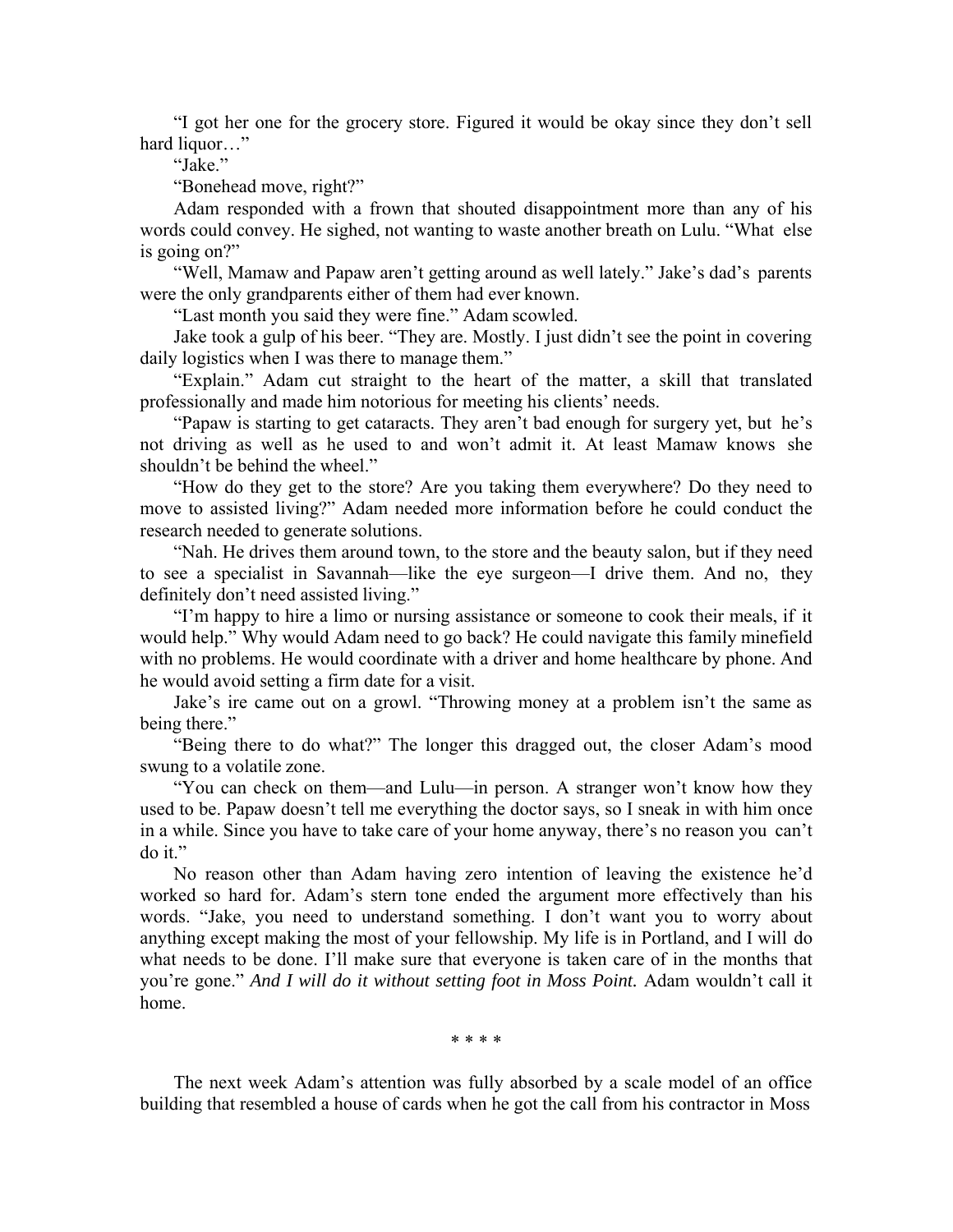"I got her one for the grocery store. Figured it would be okay since they don't sell hard liquor…"

"Jake."

"Bonehead move, right?"

Adam responded with a frown that shouted disappointment more than any of his words could convey. He sighed, not wanting to waste another breath on Lulu. "What else is going on?"

"Well, Mamaw and Papaw aren't getting around as well lately." Jake's dad's parents were the only grandparents either of them had ever known.

"Last month you said they were fine." Adam scowled.

Jake took a gulp of his beer. "They are. Mostly. I just didn't see the point in covering daily logistics when I was there to manage them."

"Explain." Adam cut straight to the heart of the matter, a skill that translated professionally and made him notorious for meeting his clients' needs.

"Papaw is starting to get cataracts. They aren't bad enough for surgery yet, but he's not driving as well as he used to and won't admit it. At least Mamaw knows she shouldn't be behind the wheel."

"How do they get to the store? Are you taking them everywhere? Do they need to move to assisted living?" Adam needed more information before he could conduct the research needed to generate solutions.

"Nah. He drives them around town, to the store and the beauty salon, but if they need to see a specialist in Savannah—like the eye surgeon—I drive them. And no, they definitely don't need assisted living."

"I'm happy to hire a limo or nursing assistance or someone to cook their meals, if it would help." Why would Adam need to go back? He could navigate this family minefield with no problems. He would coordinate with a driver and home healthcare by phone. And he would avoid setting a firm date for a visit.

Jake's ire came out on a growl. "Throwing money at a problem isn't the same as being there."

"Being there to do what?" The longer this dragged out, the closer Adam's mood swung to a volatile zone.

"You can check on them—and Lulu—in person. A stranger won't know how they used to be. Papaw doesn't tell me everything the doctor says, so I sneak in with him once in a while. Since you have to take care of your home anyway, there's no reason you can't do it."

No reason other than Adam having zero intention of leaving the existence he'd worked so hard for. Adam's stern tone ended the argument more effectively than his words. "Jake, you need to understand something. I don't want you to worry about anything except making the most of your fellowship. My life is in Portland, and I will do what needs to be done. I'll make sure that everyone is taken care of in the months that you're gone." *And I will do it without setting foot in Moss Point.* Adam wouldn't call it home.

\* \* \* \*

The next week Adam's attention was fully absorbed by a scale model of an office building that resembled a house of cards when he got the call from his contractor in Moss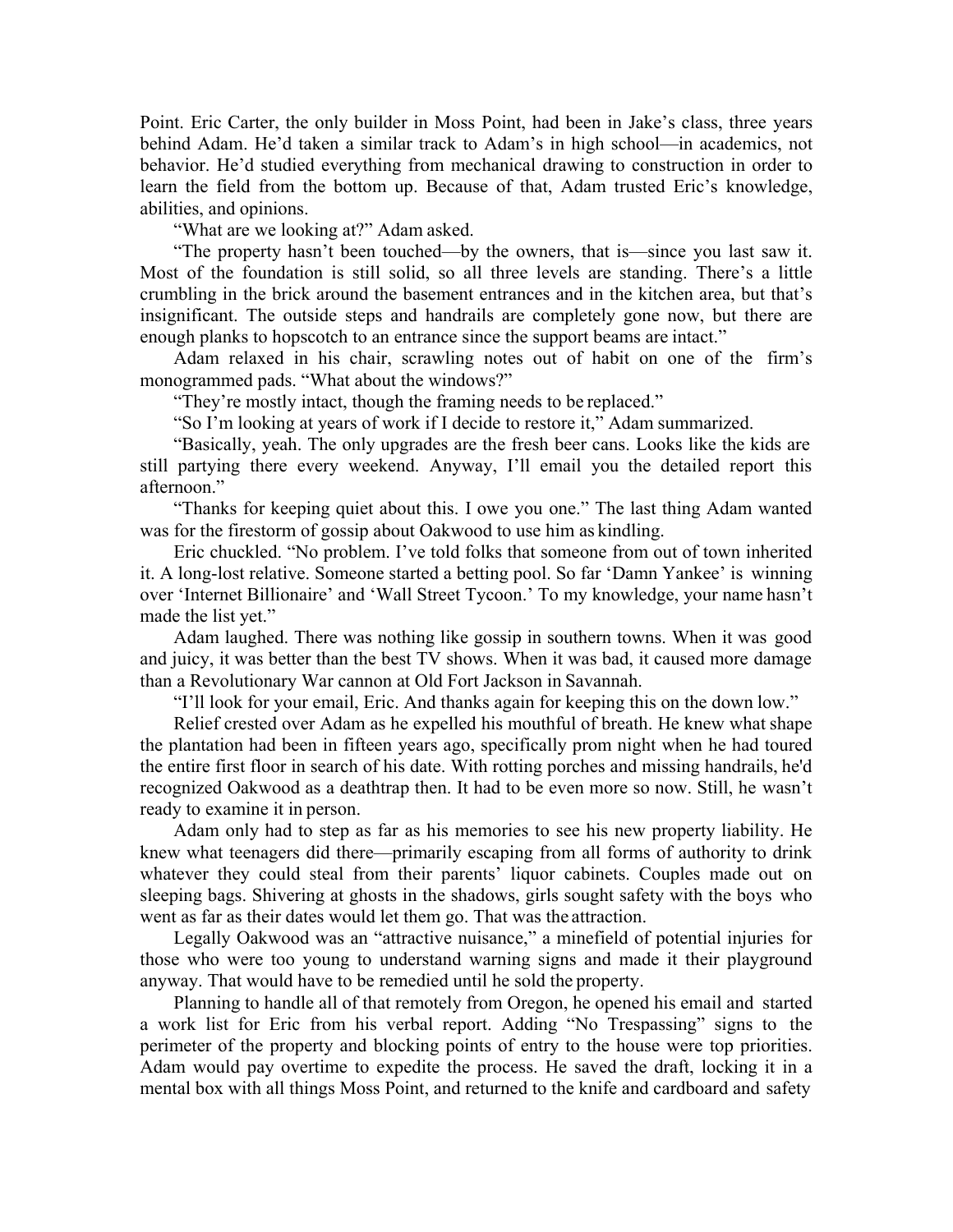Point. Eric Carter, the only builder in Moss Point, had been in Jake's class, three years behind Adam. He'd taken a similar track to Adam's in high school—in academics, not behavior. He'd studied everything from mechanical drawing to construction in order to learn the field from the bottom up. Because of that, Adam trusted Eric's knowledge, abilities, and opinions.

"What are we looking at?" Adam asked.

"The property hasn't been touched—by the owners, that is—since you last saw it. Most of the foundation is still solid, so all three levels are standing. There's a little crumbling in the brick around the basement entrances and in the kitchen area, but that's insignificant. The outside steps and handrails are completely gone now, but there are enough planks to hopscotch to an entrance since the support beams are intact."

Adam relaxed in his chair, scrawling notes out of habit on one of the firm's monogrammed pads. "What about the windows?"

"They're mostly intact, though the framing needs to be replaced."

"So I'm looking at years of work if I decide to restore it," Adam summarized.

"Basically, yeah. The only upgrades are the fresh beer cans. Looks like the kids are still partying there every weekend. Anyway, I'll email you the detailed report this afternoon."

"Thanks for keeping quiet about this. I owe you one." The last thing Adam wanted was for the firestorm of gossip about Oakwood to use him as kindling.

Eric chuckled. "No problem. I've told folks that someone from out of town inherited it. A long-lost relative. Someone started a betting pool. So far 'Damn Yankee' is winning over 'Internet Billionaire' and 'Wall Street Tycoon.' To my knowledge, your name hasn't made the list yet."

Adam laughed. There was nothing like gossip in southern towns. When it was good and juicy, it was better than the best TV shows. When it was bad, it caused more damage than a Revolutionary War cannon at Old Fort Jackson in Savannah.

"I'll look for your email, Eric. And thanks again for keeping this on the down low."

Relief crested over Adam as he expelled his mouthful of breath. He knew what shape the plantation had been in fifteen years ago, specifically prom night when he had toured the entire first floor in search of his date. With rotting porches and missing handrails, he'd recognized Oakwood as a deathtrap then. It had to be even more so now. Still, he wasn't ready to examine it in person.

Adam only had to step as far as his memories to see his new property liability. He knew what teenagers did there—primarily escaping from all forms of authority to drink whatever they could steal from their parents' liquor cabinets. Couples made out on sleeping bags. Shivering at ghosts in the shadows, girls sought safety with the boys who went as far as their dates would let them go. That was the attraction.

Legally Oakwood was an "attractive nuisance," a minefield of potential injuries for those who were too young to understand warning signs and made it their playground anyway. That would have to be remedied until he sold the property.

Planning to handle all of that remotely from Oregon, he opened his email and started a work list for Eric from his verbal report. Adding "No Trespassing" signs to the perimeter of the property and blocking points of entry to the house were top priorities. Adam would pay overtime to expedite the process. He saved the draft, locking it in a mental box with all things Moss Point, and returned to the knife and cardboard and safety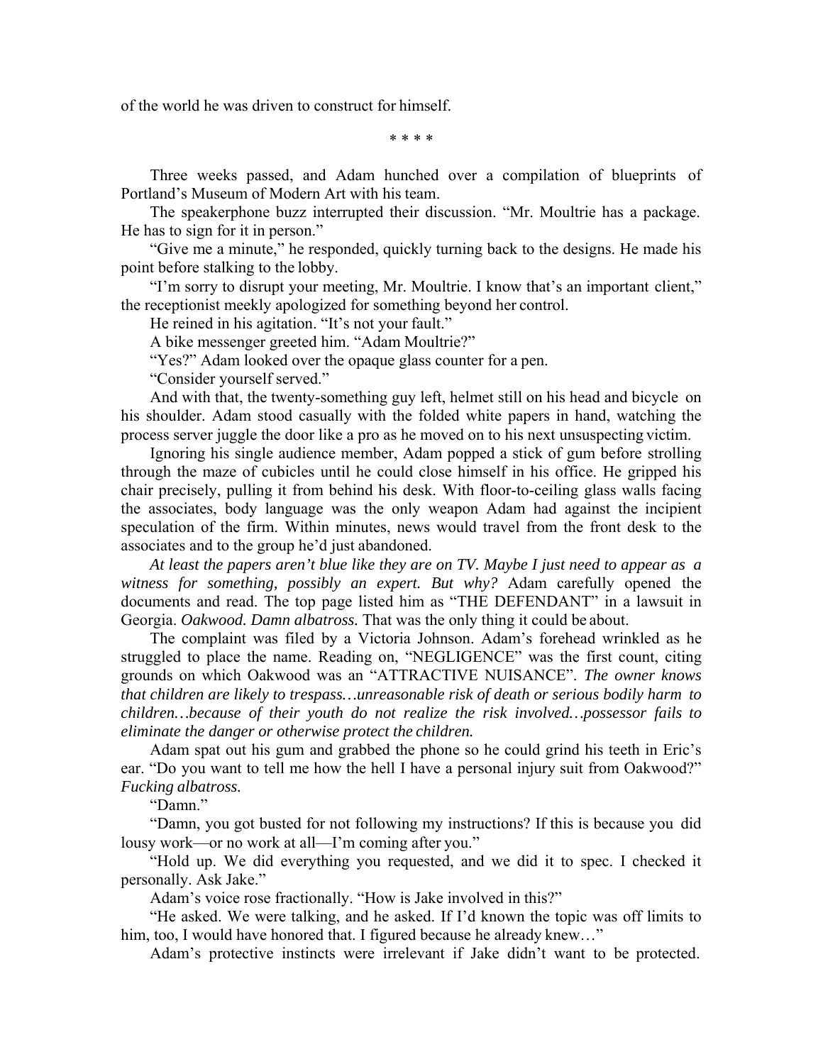of the world he was driven to construct for himself.

\* \* \* \*

Three weeks passed, and Adam hunched over a compilation of blueprints of Portland's Museum of Modern Art with his team.

The speakerphone buzz interrupted their discussion. "Mr. Moultrie has a package. He has to sign for it in person."

"Give me a minute," he responded, quickly turning back to the designs. He made his point before stalking to the lobby.

"I'm sorry to disrupt your meeting, Mr. Moultrie. I know that's an important client," the receptionist meekly apologized for something beyond her control.

He reined in his agitation. "It's not your fault."

A bike messenger greeted him. "Adam Moultrie?"

"Yes?" Adam looked over the opaque glass counter for a pen.

"Consider yourself served."

And with that, the twenty-something guy left, helmet still on his head and bicycle on his shoulder. Adam stood casually with the folded white papers in hand, watching the process server juggle the door like a pro as he moved on to his next unsuspecting victim.

Ignoring his single audience member, Adam popped a stick of gum before strolling through the maze of cubicles until he could close himself in his office. He gripped his chair precisely, pulling it from behind his desk. With floor-to-ceiling glass walls facing the associates, body language was the only weapon Adam had against the incipient speculation of the firm. Within minutes, news would travel from the front desk to the associates and to the group he'd just abandoned.

*At least the papers aren't blue like they are on TV. Maybe I just need to appear as a witness for something, possibly an expert. But why?* Adam carefully opened the documents and read. The top page listed him as "THE DEFENDANT" in a lawsuit in Georgia. *Oakwood. Damn albatross.* That was the only thing it could be about.

The complaint was filed by a Victoria Johnson. Adam's forehead wrinkled as he struggled to place the name. Reading on, "NEGLIGENCE" was the first count, citing grounds on which Oakwood was an "ATTRACTIVE NUISANCE". *The owner knows that children are likely to trespass…unreasonable risk of death or serious bodily harm to children…because of their youth do not realize the risk involved…possessor fails to eliminate the danger or otherwise protect the children.*

Adam spat out his gum and grabbed the phone so he could grind his teeth in Eric's ear. "Do you want to tell me how the hell I have a personal injury suit from Oakwood?" *Fucking albatross.*

"Damn."

"Damn, you got busted for not following my instructions? If this is because you did lousy work—or no work at all—I'm coming after you."

"Hold up. We did everything you requested, and we did it to spec. I checked it personally. Ask Jake."

Adam's voice rose fractionally. "How is Jake involved in this?"

"He asked. We were talking, and he asked. If I'd known the topic was off limits to him, too, I would have honored that. I figured because he already knew…"

Adam's protective instincts were irrelevant if Jake didn't want to be protected.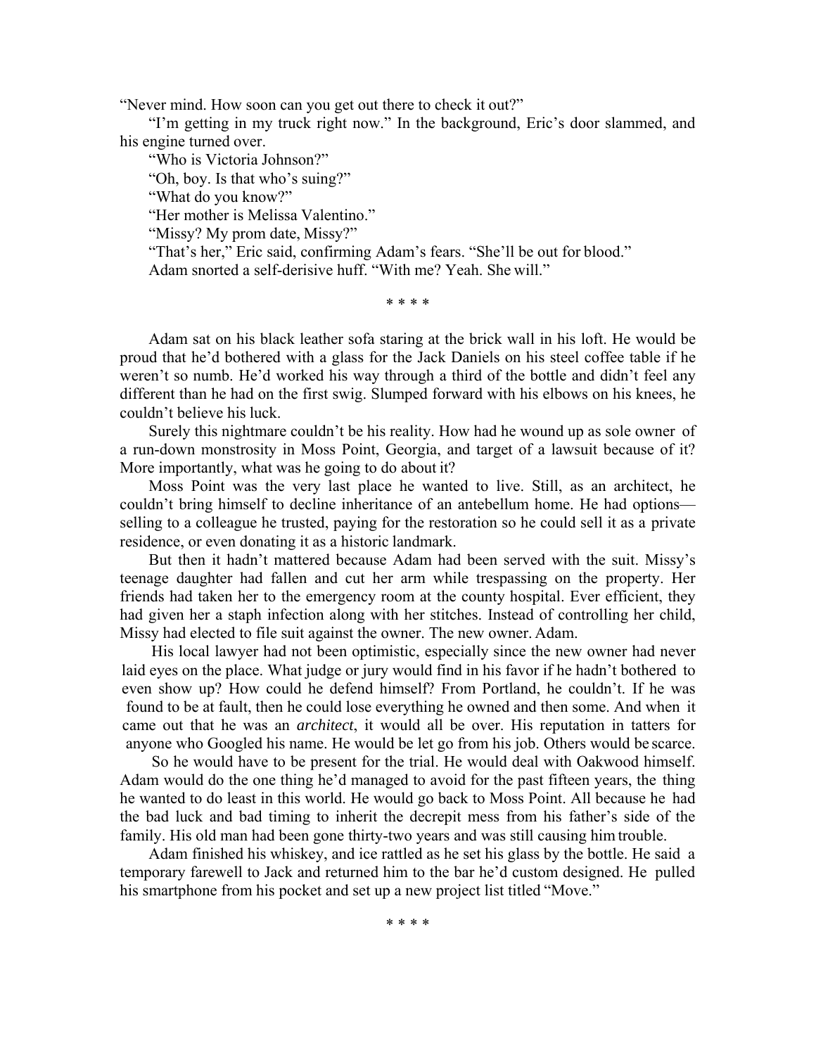"Never mind. How soon can you get out there to check it out?"

"I'm getting in my truck right now." In the background, Eric's door slammed, and his engine turned over.

"Who is Victoria Johnson?"

"Oh, boy. Is that who's suing?"

"What do you know?"

"Her mother is Melissa Valentino."

"Missy? My prom date, Missy?"

"That's her," Eric said, confirming Adam's fears. "She'll be out for blood."

Adam snorted a self-derisive huff. "With me? Yeah. She will."

* * * *

Adam sat on his black leather sofa staring at the brick wall in his loft. He would be proud that he'd bothered with a glass for the Jack Daniels on his steel coffee table if he weren't so numb. He'd worked his way through a third of the bottle and didn't feel any different than he had on the first swig. Slumped forward with his elbows on his knees, he couldn't believe his luck.

Surely this nightmare couldn't be his reality. How had he wound up as sole owner of a run-down monstrosity in Moss Point, Georgia, and target of a lawsuit because of it? More importantly, what was he going to do about it?

Moss Point was the very last place he wanted to live. Still, as an architect, he couldn't bring himself to decline inheritance of an antebellum home. He had options—selling to a colleague he trusted, paying for the restoration so he could sell it as a private residence, or even donating it as a historic landmark.

But then it hadn't mattered because Adam had been served with the suit. Missy's teenage daughter had fallen and cut her arm while trespassing on the property. Her friends had taken her to the emergency room at the county hospital. Ever efficient, they had given her a staph infection along with her stitches. Instead of controlling her child, Missy had elected to file suit against the owner. The new owner. Adam.

His local lawyer had not been optimistic, especially since the new owner had never laid eyes on the place. What judge or jury would find in his favor if he hadn't bothered to even show up? How could he defend himself? From Portland, he couldn't. If he was found to be at fault, then he could lose everything he owned and then some. And when it came out that he was an *architect*, it would all be over. His reputation in tatters for anyone who Googled his name. He would be let go from his job. Others would be scarce.

So he would have to be present for the trial. He would deal with Oakwood himself. Adam would do the one thing he'd managed to avoid for the past fifteen years, the thing he wanted to do least in this world. He would go back to Moss Point. All because he had the bad luck and bad timing to inherit the decrepit mess from his father's side of the family. His old man had been gone thirty-two years and was still causing him trouble.

Adam finished his whiskey, and ice rattled as he set his glass by the bottle. He said a temporary farewell to Jack and returned him to the bar he'd custom designed. He pulled his smartphone from his pocket and set up a new project list titled "Move."

* * * *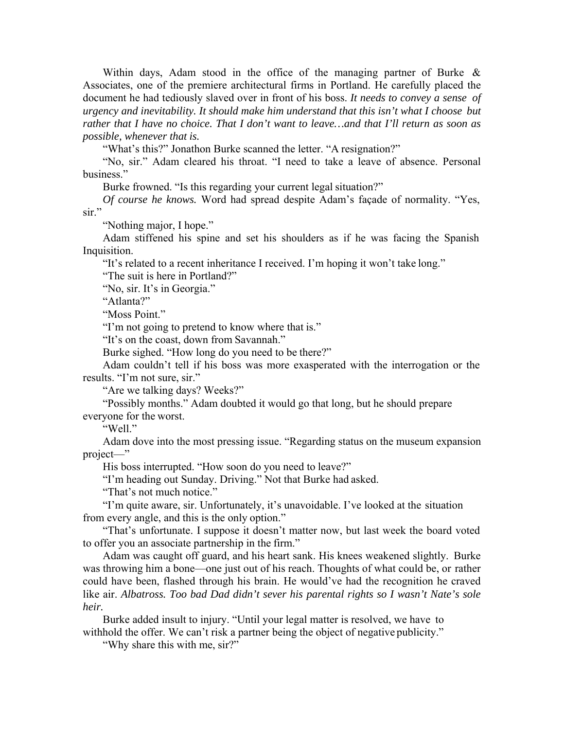Within days, Adam stood in the office of the managing partner of Burke & Associates, one of the premiere architectural firms in Portland. He carefully placed the document he had tediously slaved over in front of his boss. *It needs to convey a sense of urgency and inevitability. It should make him understand that this isn't what I choose but rather that I have no choice. That I don't want to leave…and that I'll return as soon as possible, whenever that is.*

"What's this?" Jonathon Burke scanned the letter. "A resignation?"

"No, sir." Adam cleared his throat. "I need to take a leave of absence. Personal business."

Burke frowned. "Is this regarding your current legal situation?"

*Of course he knows.* Word had spread despite Adam's façade of normality. "Yes, sir."

"Nothing major, I hope."

Adam stiffened his spine and set his shoulders as if he was facing the Spanish Inquisition.

"It's related to a recent inheritance I received. I'm hoping it won't take long."

"The suit is here in Portland?"

"No, sir. It's in Georgia."

"Atlanta?"

"Moss Point."

"I'm not going to pretend to know where that is."

"It's on the coast, down from Savannah."

Burke sighed. "How long do you need to be there?"

Adam couldn't tell if his boss was more exasperated with the interrogation or the results. "I'm not sure, sir."

"Are we talking days? Weeks?"

"Possibly months." Adam doubted it would go that long, but he should prepare everyone for the worst.

"Well."

Adam dove into the most pressing issue. "Regarding status on the museum expansion project—"

His boss interrupted. "How soon do you need to leave?"

"I'm heading out Sunday. Driving." Not that Burke had asked.

"That's not much notice."

"I'm quite aware, sir. Unfortunately, it's unavoidable. I've looked at the situation from every angle, and this is the only option."

"That's unfortunate. I suppose it doesn't matter now, but last week the board voted to offer you an associate partnership in the firm."

Adam was caught off guard, and his heart sank. His knees weakened slightly. Burke was throwing him a bone—one just out of his reach. Thoughts of what could be, or rather could have been, flashed through his brain. He would've had the recognition he craved like air. *Albatross. Too bad Dad didn't sever his parental rights so I wasn't Nate's sole heir.*

Burke added insult to injury. "Until your legal matter is resolved, we have to withhold the offer. We can't risk a partner being the object of negative publicity."

"Why share this with me, sir?"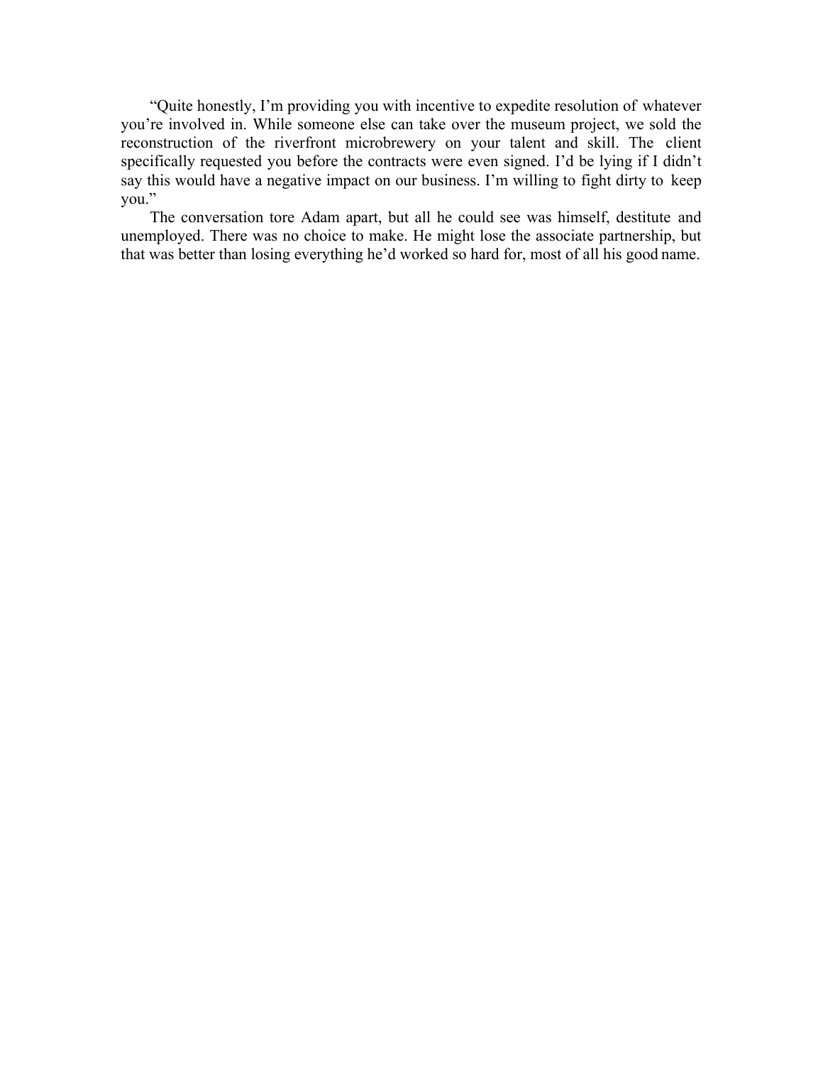"Quite honestly, I'm providing you with incentive to expedite resolution of whatever you're involved in. While someone else can take over the museum project, we sold the reconstruction of the riverfront microbrewery on your talent and skill. The client specifically requested you before the contracts were even signed. I'd be lying if I didn't say this would have a negative impact on our business. I'm willing to fight dirty to keep you."

The conversation tore Adam apart, but all he could see was himself, destitute and unemployed. There was no choice to make. He might lose the associate partnership, but that was better than losing everything he'd worked so hard for, most of all his good name.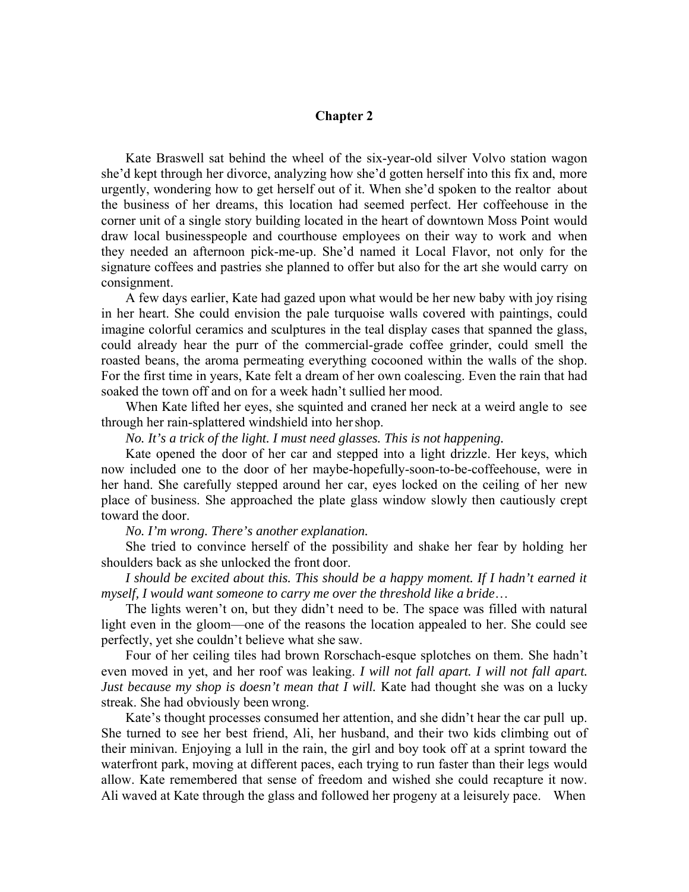## Chapter 2

Kate Braswell sat behind the wheel of the six-year-old silver Volvo station wagon she'd kept through her divorce, analyzing how she'd gotten herself into this fix and, more urgently, wondering how to get herself out of it. When she'd spoken to the realtor about the business of her dreams, this location had seemed perfect. Her coffeehouse in the corner unit of a single story building located in the heart of downtown Moss Point would draw local businesspeople and courthouse employees on their way to work and when they needed an afternoon pick-me-up. She'd named it Local Flavor, not only for the signature coffees and pastries she planned to offer but also for the art she would carry on consignment.

A few days earlier, Kate had gazed upon what would be her new baby with joy rising in her heart. She could envision the pale turquoise walls covered with paintings, could imagine colorful ceramics and sculptures in the teal display cases that spanned the glass, could already hear the purr of the commercial-grade coffee grinder, could smell the roasted beans, the aroma permeating everything cocooned within the walls of the shop. For the first time in years, Kate felt a dream of her own coalescing. Even the rain that had soaked the town off and on for a week hadn't sullied her mood.

When Kate lifted her eyes, she squinted and craned her neck at a weird angle to see through her rain-splattered windshield into her shop.

*No. It's a trick of the light. I must need glasses. This is not happening.*

Kate opened the door of her car and stepped into a light drizzle. Her keys, which now included one to the door of her maybe-hopefully-soon-to-be-coffeehouse, were in her hand. She carefully stepped around her car, eyes locked on the ceiling of her new place of business. She approached the plate glass window slowly then cautiously crept toward the door.

*No. I'm wrong. There's another explanation.*

She tried to convince herself of the possibility and shake her fear by holding her shoulders back as she unlocked the front door.

*I should be excited about this. This should be a happy moment. If I hadn't earned it myself, I would want someone to carry me over the threshold like a bride…*

The lights weren't on, but they didn't need to be. The space was filled with natural light even in the gloom—one of the reasons the location appealed to her. She could see perfectly, yet she couldn't believe what she saw.

Four of her ceiling tiles had brown Rorschach-esque splotches on them. She hadn't even moved in yet, and her roof was leaking. *I will not fall apart. I will not fall apart. Just because my shop is doesn't mean that I will.* Kate had thought she was on a lucky streak. She had obviously been wrong.

Kate's thought processes consumed her attention, and she didn't hear the car pull up. She turned to see her best friend, Ali, her husband, and their two kids climbing out of their minivan. Enjoying a lull in the rain, the girl and boy took off at a sprint toward the waterfront park, moving at different paces, each trying to run faster than their legs would allow. Kate remembered that sense of freedom and wished she could recapture it now. Ali waved at Kate through the glass and followed her progeny at a leisurely pace. When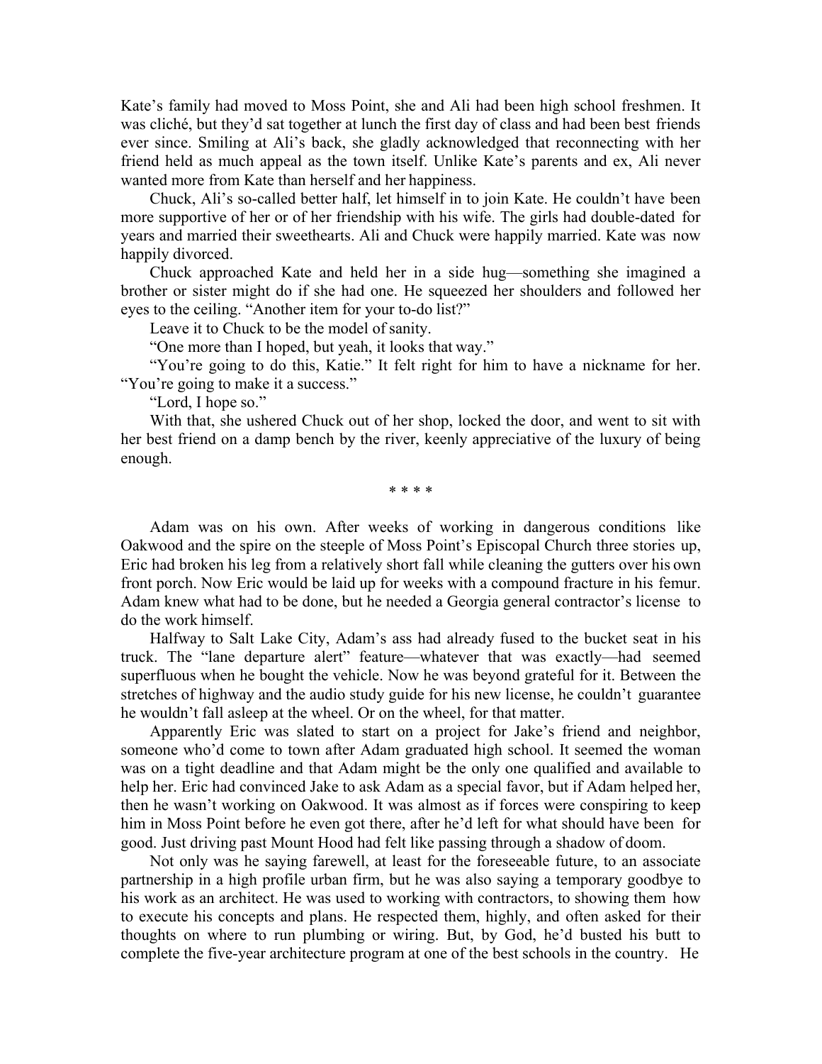Kate's family had moved to Moss Point, she and Ali had been high school freshmen. It was cliché, but they'd sat together at lunch the first day of class and had been best friends ever since. Smiling at Ali's back, she gladly acknowledged that reconnecting with her friend held as much appeal as the town itself. Unlike Kate's parents and ex, Ali never wanted more from Kate than herself and her happiness.

Chuck, Ali's so-called better half, let himself in to join Kate. He couldn't have been more supportive of her or of her friendship with his wife. The girls had double-dated for years and married their sweethearts. Ali and Chuck were happily married. Kate was now happily divorced.

Chuck approached Kate and held her in a side hug—something she imagined a brother or sister might do if she had one. He squeezed her shoulders and followed her eyes to the ceiling. "Another item for your to-do list?"

Leave it to Chuck to be the model of sanity.

"One more than I hoped, but yeah, it looks that way."

"You're going to do this, Katie." It felt right for him to have a nickname for her. "You're going to make it a success."

"Lord, I hope so."

With that, she ushered Chuck out of her shop, locked the door, and went to sit with her best friend on a damp bench by the river, keenly appreciative of the luxury of being enough.

\* \* \* \*

Adam was on his own. After weeks of working in dangerous conditions like Oakwood and the spire on the steeple of Moss Point's Episcopal Church three stories up, Eric had broken his leg from a relatively short fall while cleaning the gutters over his own front porch. Now Eric would be laid up for weeks with a compound fracture in his femur. Adam knew what had to be done, but he needed a Georgia general contractor's license to do the work himself.

Halfway to Salt Lake City, Adam's ass had already fused to the bucket seat in his truck. The "lane departure alert" feature—whatever that was exactly—had seemed superfluous when he bought the vehicle. Now he was beyond grateful for it. Between the stretches of highway and the audio study guide for his new license, he couldn't guarantee he wouldn't fall asleep at the wheel. Or on the wheel, for that matter.

Apparently Eric was slated to start on a project for Jake's friend and neighbor, someone who'd come to town after Adam graduated high school. It seemed the woman was on a tight deadline and that Adam might be the only one qualified and available to help her. Eric had convinced Jake to ask Adam as a special favor, but if Adam helped her, then he wasn't working on Oakwood. It was almost as if forces were conspiring to keep him in Moss Point before he even got there, after he'd left for what should have been for good. Just driving past Mount Hood had felt like passing through a shadow of doom.

Not only was he saying farewell, at least for the foreseeable future, to an associate partnership in a high profile urban firm, but he was also saying a temporary goodbye to his work as an architect. He was used to working with contractors, to showing them how to execute his concepts and plans. He respected them, highly, and often asked for their thoughts on where to run plumbing or wiring. But, by God, he'd busted his butt to complete the five-year architecture program at one of the best schools in the country. He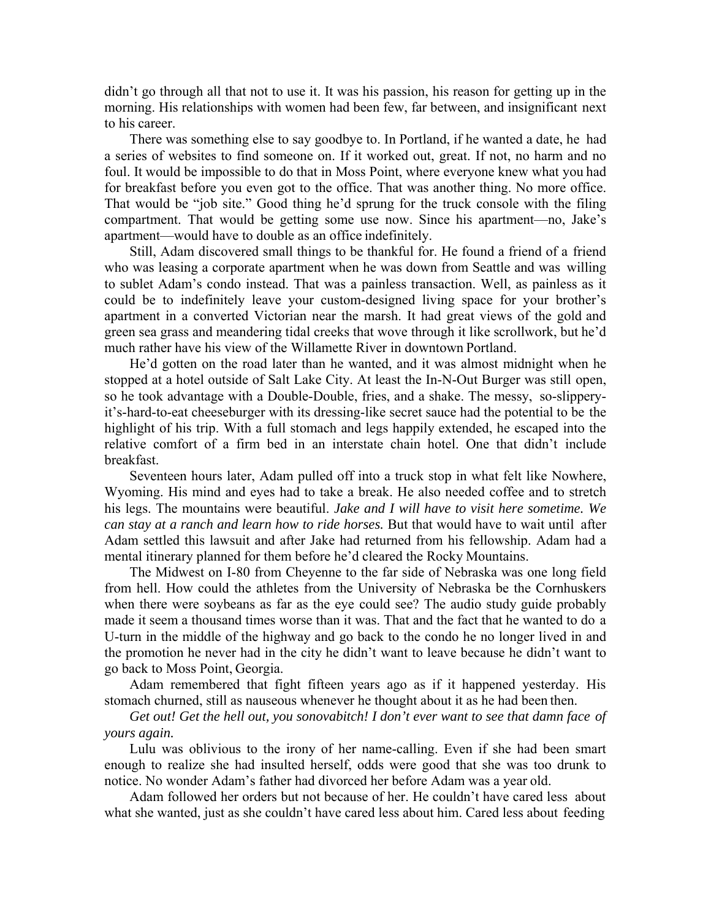didn't go through all that not to use it. It was his passion, his reason for getting up in the morning. His relationships with women had been few, far between, and insignificant next to his career.

There was something else to say goodbye to. In Portland, if he wanted a date, he had a series of websites to find someone on. If it worked out, great. If not, no harm and no foul. It would be impossible to do that in Moss Point, where everyone knew what you had for breakfast before you even got to the office. That was another thing. No more office. That would be "job site." Good thing he'd sprung for the truck console with the filing compartment. That would be getting some use now. Since his apartment—no, Jake's apartment—would have to double as an office indefinitely.

Still, Adam discovered small things to be thankful for. He found a friend of a friend who was leasing a corporate apartment when he was down from Seattle and was willing to sublet Adam's condo instead. That was a painless transaction. Well, as painless as it could be to indefinitely leave your custom-designed living space for your brother's apartment in a converted Victorian near the marsh. It had great views of the gold and green sea grass and meandering tidal creeks that wove through it like scrollwork, but he'd much rather have his view of the Willamette River in downtown Portland.

He'd gotten on the road later than he wanted, and it was almost midnight when he stopped at a hotel outside of Salt Lake City. At least the In-N-Out Burger was still open, so he took advantage with a Double-Double, fries, and a shake. The messy, so-slippery-it's-hard-to-eat cheeseburger with its dressing-like secret sauce had the potential to be the highlight of his trip. With a full stomach and legs happily extended, he escaped into the relative comfort of a firm bed in an interstate chain hotel. One that didn't include breakfast.

Seventeen hours later, Adam pulled off into a truck stop in what felt like Nowhere, Wyoming. His mind and eyes had to take a break. He also needed coffee and to stretch his legs. The mountains were beautiful. *Jake and I will have to visit here sometime. We can stay at a ranch and learn how to ride horses.* But that would have to wait until after Adam settled this lawsuit and after Jake had returned from his fellowship. Adam had a mental itinerary planned for them before he'd cleared the Rocky Mountains.

The Midwest on I-80 from Cheyenne to the far side of Nebraska was one long field from hell. How could the athletes from the University of Nebraska be the Cornhuskers when there were soybeans as far as the eye could see? The audio study guide probably made it seem a thousand times worse than it was. That and the fact that he wanted to do a U-turn in the middle of the highway and go back to the condo he no longer lived in and the promotion he never had in the city he didn't want to leave because he didn't want to go back to Moss Point, Georgia.

Adam remembered that fight fifteen years ago as if it happened yesterday. His stomach churned, still as nauseous whenever he thought about it as he had been then.

*Get out! Get the hell out, you sonovabitch! I don't ever want to see that damn face of yours again.*

Lulu was oblivious to the irony of her name-calling. Even if she had been smart enough to realize she had insulted herself, odds were good that she was too drunk to notice. No wonder Adam's father had divorced her before Adam was a year old.

Adam followed her orders but not because of her. He couldn't have cared less about what she wanted, just as she couldn't have cared less about him. Cared less about feeding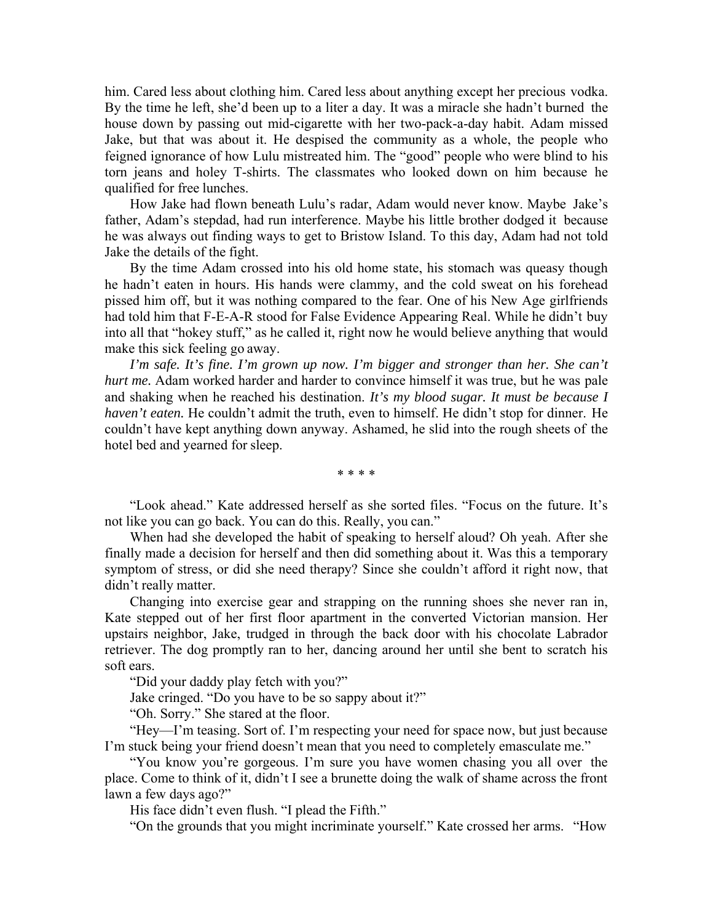him. Cared less about clothing him. Cared less about anything except her precious vodka. By the time he left, she'd been up to a liter a day. It was a miracle she hadn't burned the house down by passing out mid-cigarette with her two-pack-a-day habit. Adam missed Jake, but that was about it. He despised the community as a whole, the people who feigned ignorance of how Lulu mistreated him. The "good" people who were blind to his torn jeans and holey T-shirts. The classmates who looked down on him because he qualified for free lunches.

How Jake had flown beneath Lulu's radar, Adam would never know. Maybe Jake's father, Adam's stepdad, had run interference. Maybe his little brother dodged it because he was always out finding ways to get to Bristow Island. To this day, Adam had not told Jake the details of the fight.

By the time Adam crossed into his old home state, his stomach was queasy though he hadn't eaten in hours. His hands were clammy, and the cold sweat on his forehead pissed him off, but it was nothing compared to the fear. One of his New Age girlfriends had told him that F-E-A-R stood for False Evidence Appearing Real. While he didn't buy into all that "hokey stuff," as he called it, right now he would believe anything that would make this sick feeling go away.

*I'm safe. It's fine. I'm grown up now. I'm bigger and stronger than her. She can't hurt me.* Adam worked harder and harder to convince himself it was true, but he was pale and shaking when he reached his destination. *It's my blood sugar. It must be because I haven't eaten.* He couldn't admit the truth, even to himself. He didn't stop for dinner. He couldn't have kept anything down anyway. Ashamed, he slid into the rough sheets of the hotel bed and yearned for sleep.

\* \* \* \*

"Look ahead." Kate addressed herself as she sorted files. "Focus on the future. It's not like you can go back. You can do this. Really, you can."

When had she developed the habit of speaking to herself aloud? Oh yeah. After she finally made a decision for herself and then did something about it. Was this a temporary symptom of stress, or did she need therapy? Since she couldn't afford it right now, that didn't really matter.

Changing into exercise gear and strapping on the running shoes she never ran in, Kate stepped out of her first floor apartment in the converted Victorian mansion. Her upstairs neighbor, Jake, trudged in through the back door with his chocolate Labrador retriever. The dog promptly ran to her, dancing around her until she bent to scratch his soft ears.

"Did your daddy play fetch with you?"

Jake cringed. "Do you have to be so sappy about it?"

"Oh. Sorry." She stared at the floor.

"Hey—I'm teasing. Sort of. I'm respecting your need for space now, but just because I'm stuck being your friend doesn't mean that you need to completely emasculate me."

"You know you're gorgeous. I'm sure you have women chasing you all over the place. Come to think of it, didn't I see a brunette doing the walk of shame across the front lawn a few days ago?"

His face didn't even flush. "I plead the Fifth."

"On the grounds that you might incriminate yourself." Kate crossed her arms. "How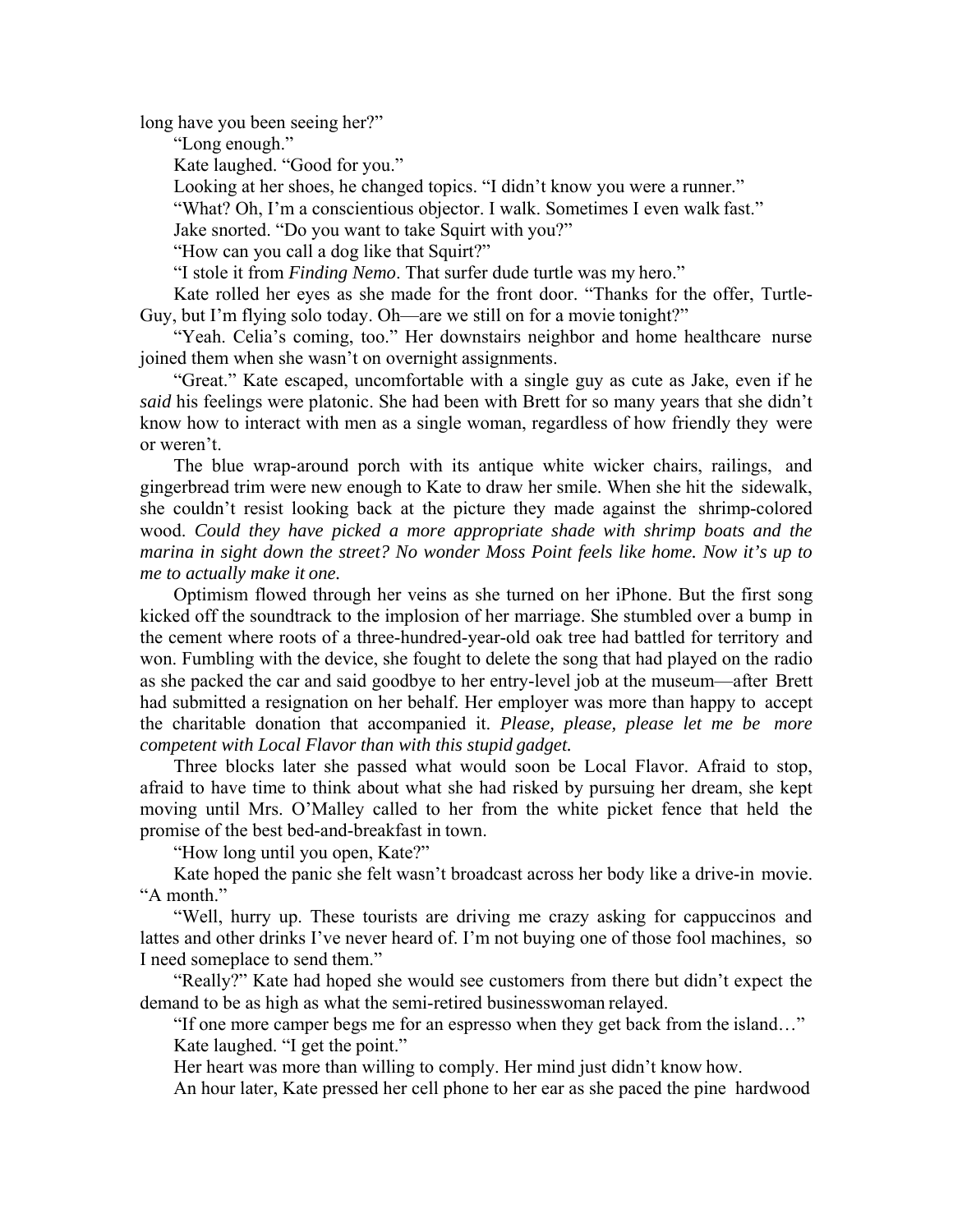long have you been seeing her?"

"Long enough."

Kate laughed. "Good for you."

Looking at her shoes, he changed topics. "I didn't know you were a runner."

"What? Oh, I'm a conscientious objector. I walk. Sometimes I even walk fast."

Jake snorted. "Do you want to take Squirt with you?"

"How can you call a dog like that Squirt?"

"I stole it from *Finding Nemo*. That surfer dude turtle was my hero."

Kate rolled her eyes as she made for the front door. "Thanks for the offer, Turtle-Guy, but I'm flying solo today. Oh—are we still on for a movie tonight?"

"Yeah. Celia's coming, too." Her downstairs neighbor and home healthcare nurse joined them when she wasn't on overnight assignments.

"Great." Kate escaped, uncomfortable with a single guy as cute as Jake, even if he *said* his feelings were platonic. She had been with Brett for so many years that she didn't know how to interact with men as a single woman, regardless of how friendly they were or weren't.

The blue wrap-around porch with its antique white wicker chairs, railings, and gingerbread trim were new enough to Kate to draw her smile. When she hit the sidewalk, she couldn't resist looking back at the picture they made against the shrimp-colored wood. *Could they have picked a more appropriate shade with shrimp boats and the marina in sight down the street? No wonder Moss Point feels like home. Now it's up to me to actually make it one.*

Optimism flowed through her veins as she turned on her iPhone. But the first song kicked off the soundtrack to the implosion of her marriage. She stumbled over a bump in the cement where roots of a three-hundred-year-old oak tree had battled for territory and won. Fumbling with the device, she fought to delete the song that had played on the radio as she packed the car and said goodbye to her entry-level job at the museum—after Brett had submitted a resignation on her behalf. Her employer was more than happy to accept the charitable donation that accompanied it. *Please, please, please let me be more competent with Local Flavor than with this stupid gadget.*

Three blocks later she passed what would soon be Local Flavor. Afraid to stop, afraid to have time to think about what she had risked by pursuing her dream, she kept moving until Mrs. O'Malley called to her from the white picket fence that held the promise of the best bed-and-breakfast in town.

"How long until you open, Kate?"

Kate hoped the panic she felt wasn't broadcast across her body like a drive-in movie. "A month."

"Well, hurry up. These tourists are driving me crazy asking for cappuccinos and lattes and other drinks I've never heard of. I'm not buying one of those fool machines, so I need someplace to send them."

"Really?" Kate had hoped she would see customers from there but didn't expect the demand to be as high as what the semi-retired businesswoman relayed.

"If one more camper begs me for an espresso when they get back from the island…"

Kate laughed. "I get the point."

Her heart was more than willing to comply. Her mind just didn't know how.

An hour later, Kate pressed her cell phone to her ear as she paced the pine hardwood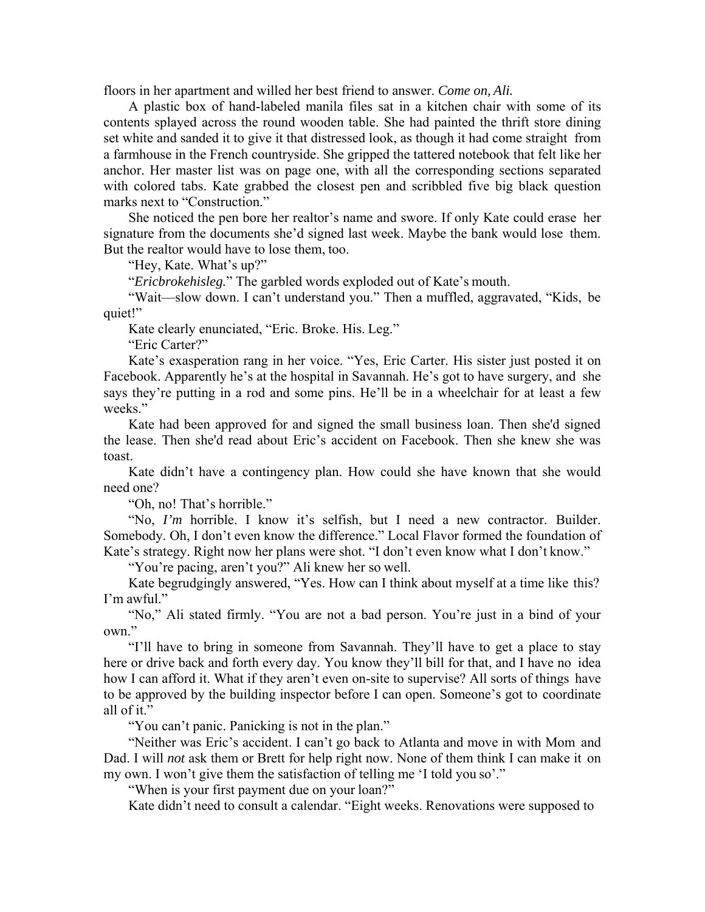floors in her apartment and willed her best friend to answer. *Come on, Ali.*

A plastic box of hand-labeled manila files sat in a kitchen chair with some of its contents splayed across the round wooden table. She had painted the thrift store dining set white and sanded it to give it that distressed look, as though it had come straight from a farmhouse in the French countryside. She gripped the tattered notebook that felt like her anchor. Her master list was on page one, with all the corresponding sections separated with colored tabs. Kate grabbed the closest pen and scribbled five big black question marks next to "Construction."

She noticed the pen bore her realtor's name and swore. If only Kate could erase her signature from the documents she'd signed last week. Maybe the bank would lose them. But the realtor would have to lose them, too.

"Hey, Kate. What's up?"

"*Ericbrokehisleg.*" The garbled words exploded out of Kate's mouth.

"Wait—slow down. I can't understand you." Then a muffled, aggravated, "Kids, be quiet!"

Kate clearly enunciated, "Eric. Broke. His. Leg."

"Eric Carter?"

Kate's exasperation rang in her voice. "Yes, Eric Carter. His sister just posted it on Facebook. Apparently he's at the hospital in Savannah. He's got to have surgery, and she says they're putting in a rod and some pins. He'll be in a wheelchair for at least a few weeks."

Kate had been approved for and signed the small business loan. Then she'd signed the lease. Then she'd read about Eric's accident on Facebook. Then she knew she was toast.

Kate didn't have a contingency plan. How could she have known that she would need one?

"Oh, no! That's horrible."

"No, *I'm* horrible. I know it's selfish, but I need a new contractor. Builder. Somebody. Oh, I don't even know the difference." Local Flavor formed the foundation of Kate's strategy. Right now her plans were shot. "I don't even know what I don't know."

"You're pacing, aren't you?" Ali knew her so well.

Kate begrudgingly answered, "Yes. How can I think about myself at a time like this? I'm awful."

"No," Ali stated firmly. "You are not a bad person. You're just in a bind of your own."

"I'll have to bring in someone from Savannah. They'll have to get a place to stay here or drive back and forth every day. You know they'll bill for that, and I have no idea how I can afford it. What if they aren't even on-site to supervise? All sorts of things have to be approved by the building inspector before I can open. Someone's got to coordinate all of it."

"You can't panic. Panicking is not in the plan."

"Neither was Eric's accident. I can't go back to Atlanta and move in with Mom and Dad. I will *not* ask them or Brett for help right now. None of them think I can make it on my own. I won't give them the satisfaction of telling me 'I told you so'."

"When is your first payment due on your loan?"

Kate didn't need to consult a calendar. "Eight weeks. Renovations were supposed to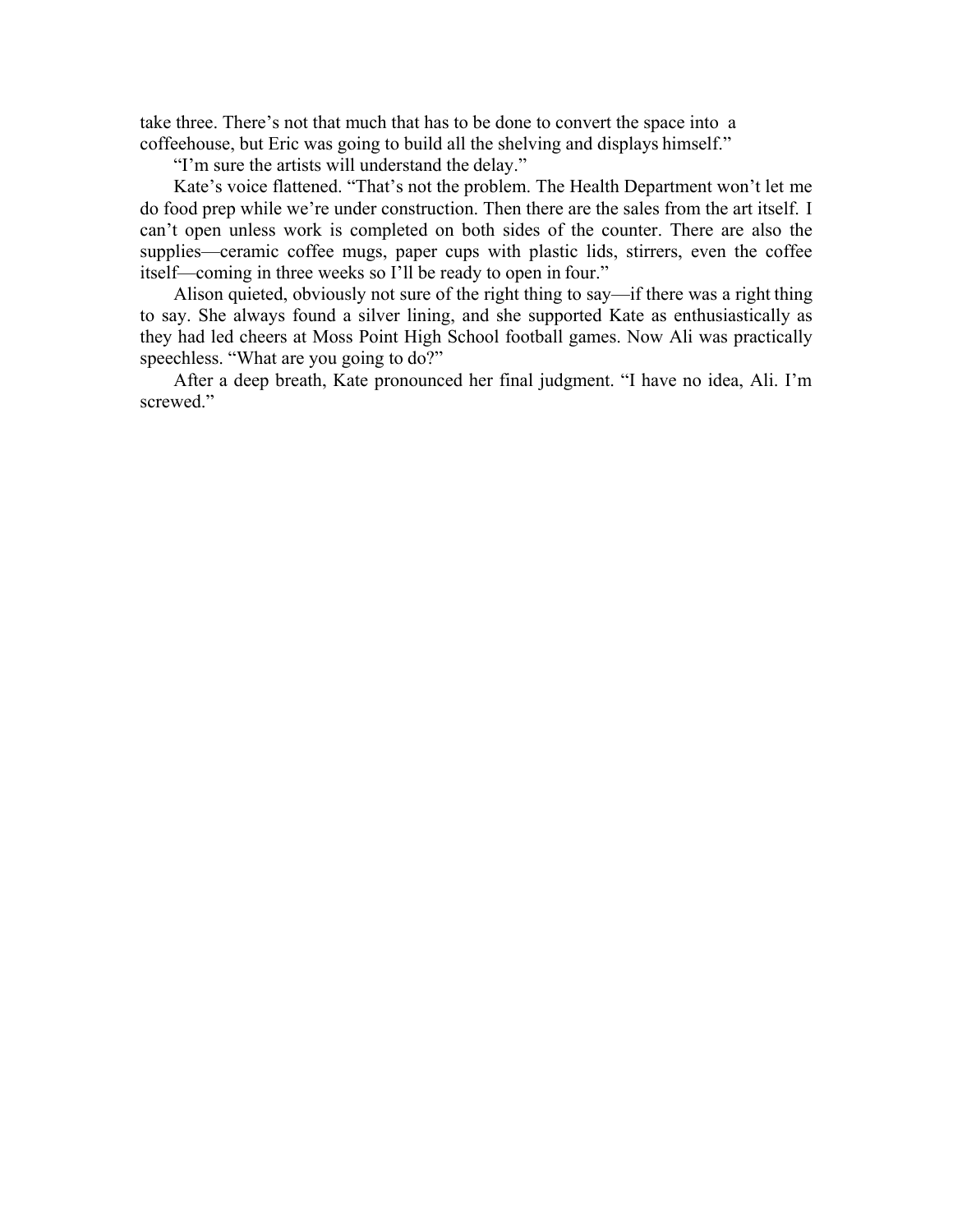take three. There's not that much that has to be done to convert the space into a coffeehouse, but Eric was going to build all the shelving and displays himself."

"I'm sure the artists will understand the delay."

Kate's voice flattened. "That's not the problem. The Health Department won't let me do food prep while we're under construction. Then there are the sales from the art itself. I can't open unless work is completed on both sides of the counter. There are also the supplies—ceramic coffee mugs, paper cups with plastic lids, stirrers, even the coffee itself—coming in three weeks so I'll be ready to open in four."

Alison quieted, obviously not sure of the right thing to say—if there was a right thing to say. She always found a silver lining, and she supported Kate as enthusiastically as they had led cheers at Moss Point High School football games. Now Ali was practically speechless. "What are you going to do?"

After a deep breath, Kate pronounced her final judgment. "I have no idea, Ali. I'm screwed."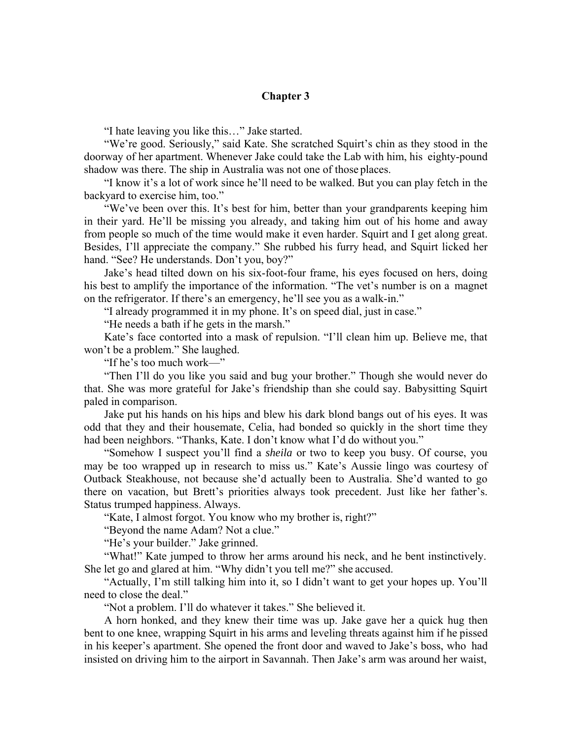# Chapter 3

"I hate leaving you like this…" Jake started.

"We're good. Seriously," said Kate. She scratched Squirt's chin as they stood in the doorway of her apartment. Whenever Jake could take the Lab with him, his eighty-pound shadow was there. The ship in Australia was not one of those places.

"I know it's a lot of work since he'll need to be walked. But you can play fetch in the backyard to exercise him, too."

"We've been over this. It's best for him, better than your grandparents keeping him in their yard. He'll be missing you already, and taking him out of his home and away from people so much of the time would make it even harder. Squirt and I get along great. Besides, I'll appreciate the company." She rubbed his furry head, and Squirt licked her hand. "See? He understands. Don't you, boy?"

Jake's head tilted down on his six-foot-four frame, his eyes focused on hers, doing his best to amplify the importance of the information. "The vet's number is on a magnet on the refrigerator. If there's an emergency, he'll see you as a walk-in."

"I already programmed it in my phone. It's on speed dial, just in case."

"He needs a bath if he gets in the marsh."

Kate's face contorted into a mask of repulsion. "I'll clean him up. Believe me, that won't be a problem." She laughed.

"If he's too much work—"

"Then I'll do you like you said and bug your brother." Though she would never do that. She was more grateful for Jake's friendship than she could say. Babysitting Squirt paled in comparison.

Jake put his hands on his hips and blew his dark blond bangs out of his eyes. It was odd that they and their housemate, Celia, had bonded so quickly in the short time they had been neighbors. "Thanks, Kate. I don't know what I'd do without you."

"Somehow I suspect you'll find a *sheila* or two to keep you busy. Of course, you may be too wrapped up in research to miss us." Kate's Aussie lingo was courtesy of Outback Steakhouse, not because she'd actually been to Australia. She'd wanted to go there on vacation, but Brett's priorities always took precedent. Just like her father's. Status trumped happiness. Always.

"Kate, I almost forgot. You know who my brother is, right?"

"Beyond the name Adam? Not a clue."

"He's your builder." Jake grinned.

"What!" Kate jumped to throw her arms around his neck, and he bent instinctively. She let go and glared at him. "Why didn't you tell me?" she accused.

"Actually, I'm still talking him into it, so I didn't want to get your hopes up. You'll need to close the deal."

"Not a problem. I'll do whatever it takes." She believed it.

A horn honked, and they knew their time was up. Jake gave her a quick hug then bent to one knee, wrapping Squirt in his arms and leveling threats against him if he pissed in his keeper's apartment. She opened the front door and waved to Jake's boss, who had insisted on driving him to the airport in Savannah. Then Jake's arm was around her waist,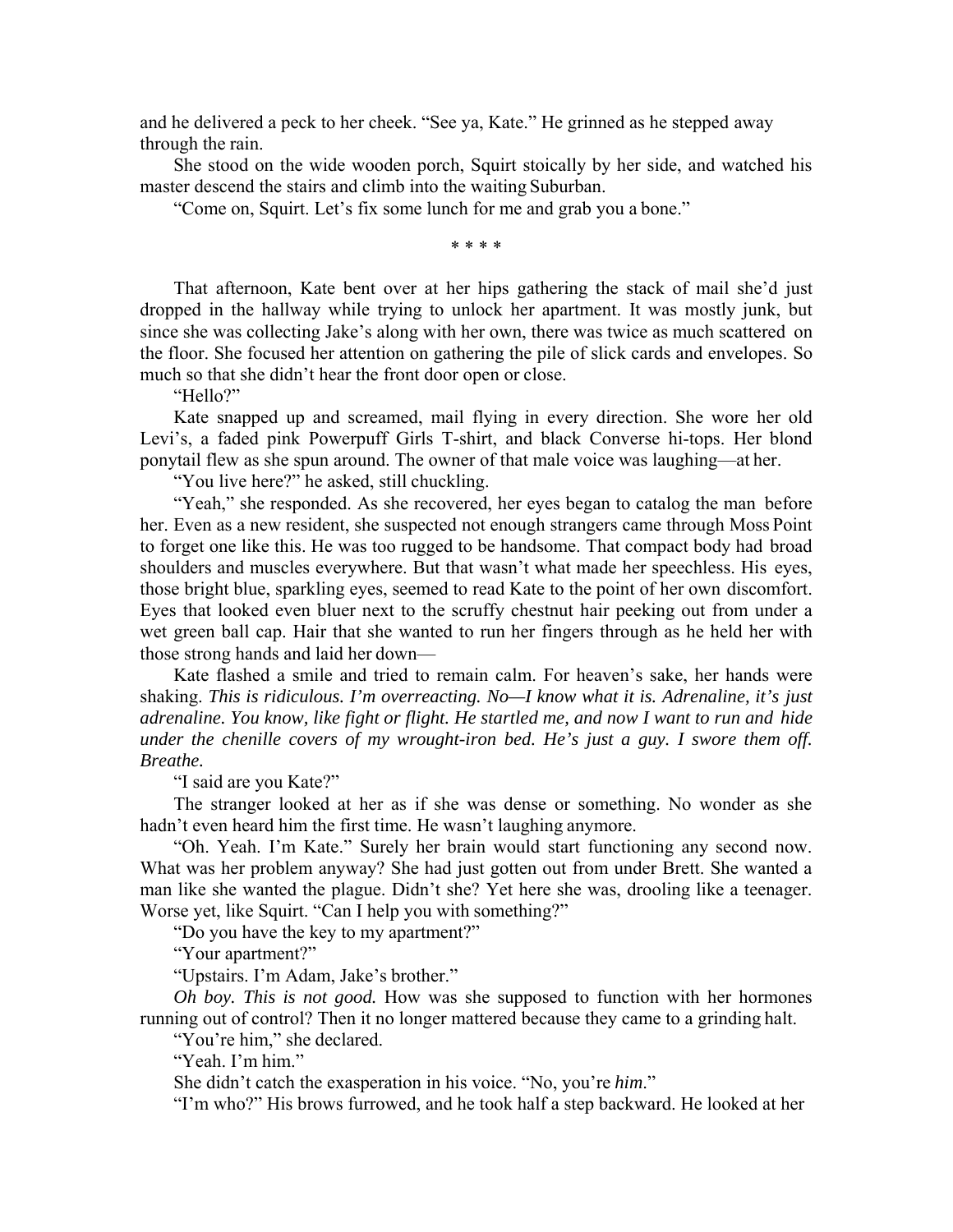and he delivered a peck to her cheek. "See ya, Kate." He grinned as he stepped away through the rain.

She stood on the wide wooden porch, Squirt stoically by her side, and watched his master descend the stairs and climb into the waiting Suburban.

"Come on, Squirt. Let's fix some lunch for me and grab you a bone."

\* \* \* \*

That afternoon, Kate bent over at her hips gathering the stack of mail she'd just dropped in the hallway while trying to unlock her apartment. It was mostly junk, but since she was collecting Jake's along with her own, there was twice as much scattered on the floor. She focused her attention on gathering the pile of slick cards and envelopes. So much so that she didn't hear the front door open or close.

"Hello?"

Kate snapped up and screamed, mail flying in every direction. She wore her old Levi's, a faded pink Powerpuff Girls T-shirt, and black Converse hi-tops. Her blond ponytail flew as she spun around. The owner of that male voice was laughing—at her.

"You live here?" he asked, still chuckling.

"Yeah," she responded. As she recovered, her eyes began to catalog the man before her. Even as a new resident, she suspected not enough strangers came through Moss Point to forget one like this. He was too rugged to be handsome. That compact body had broad shoulders and muscles everywhere. But that wasn't what made her speechless. His eyes, those bright blue, sparkling eyes, seemed to read Kate to the point of her own discomfort. Eyes that looked even bluer next to the scruffy chestnut hair peeking out from under a wet green ball cap. Hair that she wanted to run her fingers through as he held her with those strong hands and laid her down—

Kate flashed a smile and tried to remain calm. For heaven's sake, her hands were shaking. *This is ridiculous. I'm overreacting. No—I know what it is. Adrenaline, it's just adrenaline. You know, like fight or flight. He startled me, and now I want to run and hide under the chenille covers of my wrought-iron bed. He's just a guy. I swore them off. Breathe.*

"I said are you Kate?"

The stranger looked at her as if she was dense or something. No wonder as she hadn't even heard him the first time. He wasn't laughing anymore.

"Oh. Yeah. I'm Kate." Surely her brain would start functioning any second now. What was her problem anyway? She had just gotten out from under Brett. She wanted a man like she wanted the plague. Didn't she? Yet here she was, drooling like a teenager. Worse yet, like Squirt. "Can I help you with something?"

"Do you have the key to my apartment?"

"Your apartment?"

"Upstairs. I'm Adam, Jake's brother."

*Oh boy. This is not good.* How was she supposed to function with her hormones running out of control? Then it no longer mattered because they came to a grinding halt.

"You're him," she declared.

"Yeah. I'm him."

She didn't catch the exasperation in his voice. "No, you're *him*."

"I'm who?" His brows furrowed, and he took half a step backward. He looked at her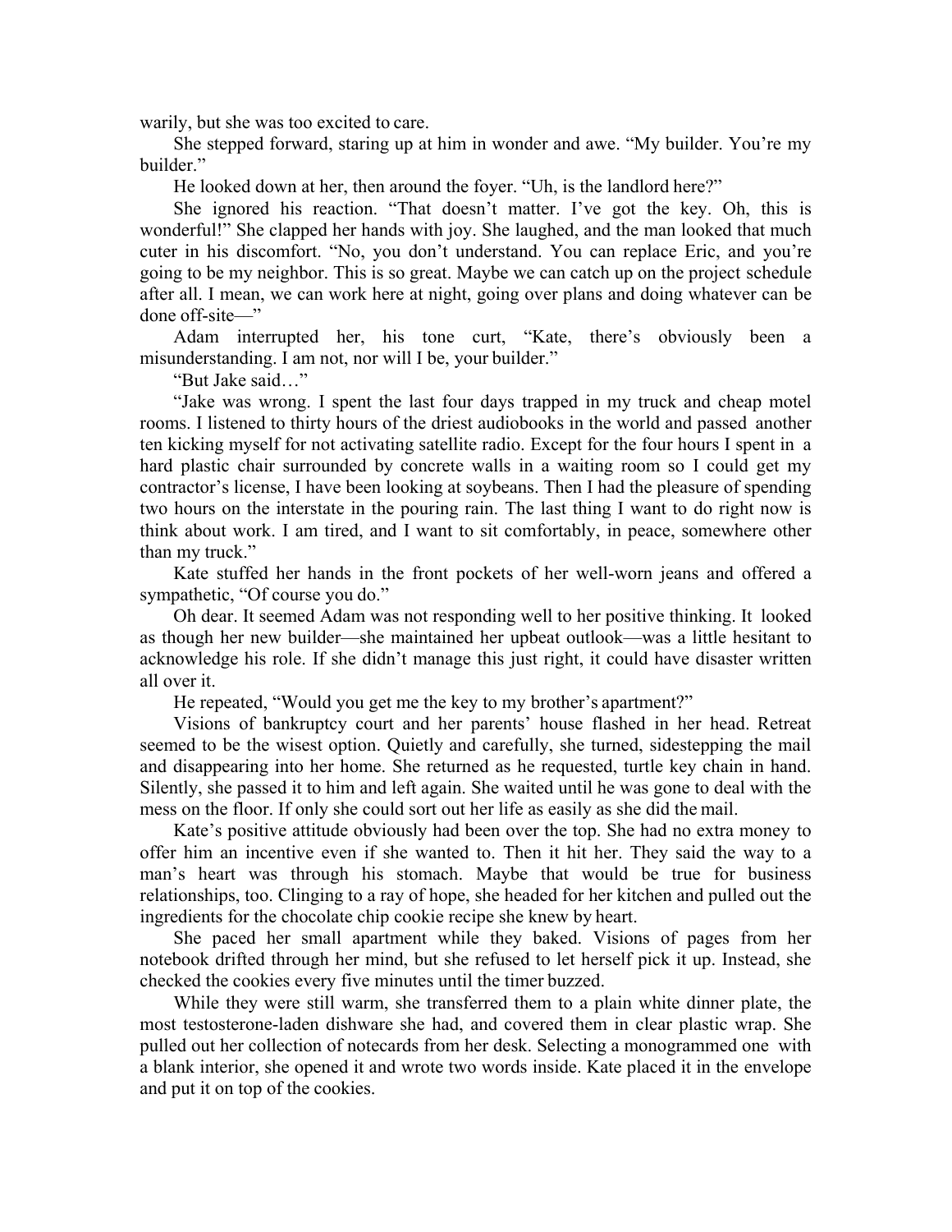warily, but she was too excited to care.

She stepped forward, staring up at him in wonder and awe. "My builder. You're my builder."

He looked down at her, then around the foyer. "Uh, is the landlord here?"

She ignored his reaction. "That doesn't matter. I've got the key. Oh, this is wonderful!" She clapped her hands with joy. She laughed, and the man looked that much cuter in his discomfort. "No, you don't understand. You can replace Eric, and you're going to be my neighbor. This is so great. Maybe we can catch up on the project schedule after all. I mean, we can work here at night, going over plans and doing whatever can be done off-site—"

Adam interrupted her, his tone curt, "Kate, there's obviously been a misunderstanding. I am not, nor will I be, your builder."

"But Jake said…"

"Jake was wrong. I spent the last four days trapped in my truck and cheap motel rooms. I listened to thirty hours of the driest audiobooks in the world and passed another ten kicking myself for not activating satellite radio. Except for the four hours I spent in a hard plastic chair surrounded by concrete walls in a waiting room so I could get my contractor's license, I have been looking at soybeans. Then I had the pleasure of spending two hours on the interstate in the pouring rain. The last thing I want to do right now is think about work. I am tired, and I want to sit comfortably, in peace, somewhere other than my truck."

Kate stuffed her hands in the front pockets of her well-worn jeans and offered a sympathetic, "Of course you do."

Oh dear. It seemed Adam was not responding well to her positive thinking. It looked as though her new builder—she maintained her upbeat outlook—was a little hesitant to acknowledge his role. If she didn't manage this just right, it could have disaster written all over it.

He repeated, "Would you get me the key to my brother's apartment?"

Visions of bankruptcy court and her parents' house flashed in her head. Retreat seemed to be the wisest option. Quietly and carefully, she turned, sidestepping the mail and disappearing into her home. She returned as he requested, turtle key chain in hand. Silently, she passed it to him and left again. She waited until he was gone to deal with the mess on the floor. If only she could sort out her life as easily as she did the mail.

Kate's positive attitude obviously had been over the top. She had no extra money to offer him an incentive even if she wanted to. Then it hit her. They said the way to a man's heart was through his stomach. Maybe that would be true for business relationships, too. Clinging to a ray of hope, she headed for her kitchen and pulled out the ingredients for the chocolate chip cookie recipe she knew by heart.

She paced her small apartment while they baked. Visions of pages from her notebook drifted through her mind, but she refused to let herself pick it up. Instead, she checked the cookies every five minutes until the timer buzzed.

While they were still warm, she transferred them to a plain white dinner plate, the most testosterone-laden dishware she had, and covered them in clear plastic wrap. She pulled out her collection of notecards from her desk. Selecting a monogrammed one with a blank interior, she opened it and wrote two words inside. Kate placed it in the envelope and put it on top of the cookies.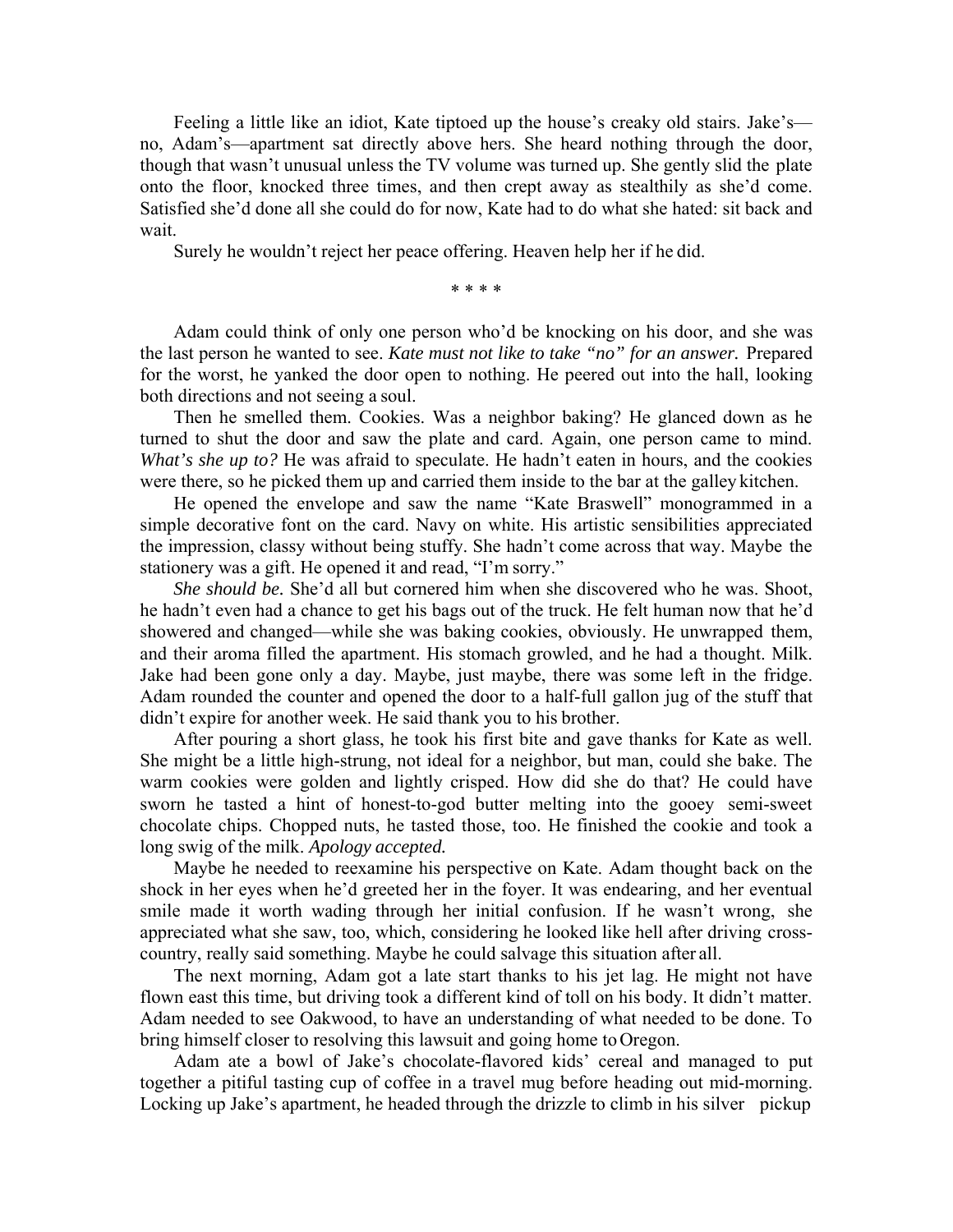Feeling a little like an idiot, Kate tiptoed up the house's creaky old stairs. Jake's—no, Adam's—apartment sat directly above hers. She heard nothing through the door, though that wasn't unusual unless the TV volume was turned up. She gently slid the plate onto the floor, knocked three times, and then crept away as stealthily as she'd come. Satisfied she'd done all she could do for now, Kate had to do what she hated: sit back and wait.

Surely he wouldn't reject her peace offering. Heaven help her if he did.

\* \* \* \*

Adam could think of only one person who'd be knocking on his door, and she was the last person he wanted to see. *Kate must not like to take "no" for an answer.* Prepared for the worst, he yanked the door open to nothing. He peered out into the hall, looking both directions and not seeing a soul.

Then he smelled them. Cookies. Was a neighbor baking? He glanced down as he turned to shut the door and saw the plate and card. Again, one person came to mind. *What's she up to?* He was afraid to speculate. He hadn't eaten in hours, and the cookies were there, so he picked them up and carried them inside to the bar at the galley kitchen.

He opened the envelope and saw the name "Kate Braswell" monogrammed in a simple decorative font on the card. Navy on white. His artistic sensibilities appreciated the impression, classy without being stuffy. She hadn't come across that way. Maybe the stationery was a gift. He opened it and read, "I'm sorry."

*She should be.* She'd all but cornered him when she discovered who he was. Shoot, he hadn't even had a chance to get his bags out of the truck. He felt human now that he'd showered and changed—while she was baking cookies, obviously. He unwrapped them, and their aroma filled the apartment. His stomach growled, and he had a thought. Milk. Jake had been gone only a day. Maybe, just maybe, there was some left in the fridge. Adam rounded the counter and opened the door to a half-full gallon jug of the stuff that didn't expire for another week. He said thank you to his brother.

After pouring a short glass, he took his first bite and gave thanks for Kate as well. She might be a little high-strung, not ideal for a neighbor, but man, could she bake. The warm cookies were golden and lightly crisped. How did she do that? He could have sworn he tasted a hint of honest-to-god butter melting into the gooey semi-sweet chocolate chips. Chopped nuts, he tasted those, too. He finished the cookie and took a long swig of the milk. *Apology accepted.*

Maybe he needed to reexamine his perspective on Kate. Adam thought back on the shock in her eyes when he'd greeted her in the foyer. It was endearing, and her eventual smile made it worth wading through her initial confusion. If he wasn't wrong, she appreciated what she saw, too, which, considering he looked like hell after driving cross-country, really said something. Maybe he could salvage this situation after all.

The next morning, Adam got a late start thanks to his jet lag. He might not have flown east this time, but driving took a different kind of toll on his body. It didn't matter. Adam needed to see Oakwood, to have an understanding of what needed to be done. To bring himself closer to resolving this lawsuit and going home to Oregon.

Adam ate a bowl of Jake's chocolate-flavored kids' cereal and managed to put together a pitiful tasting cup of coffee in a travel mug before heading out mid-morning. Locking up Jake's apartment, he headed through the drizzle to climb in his silver pickup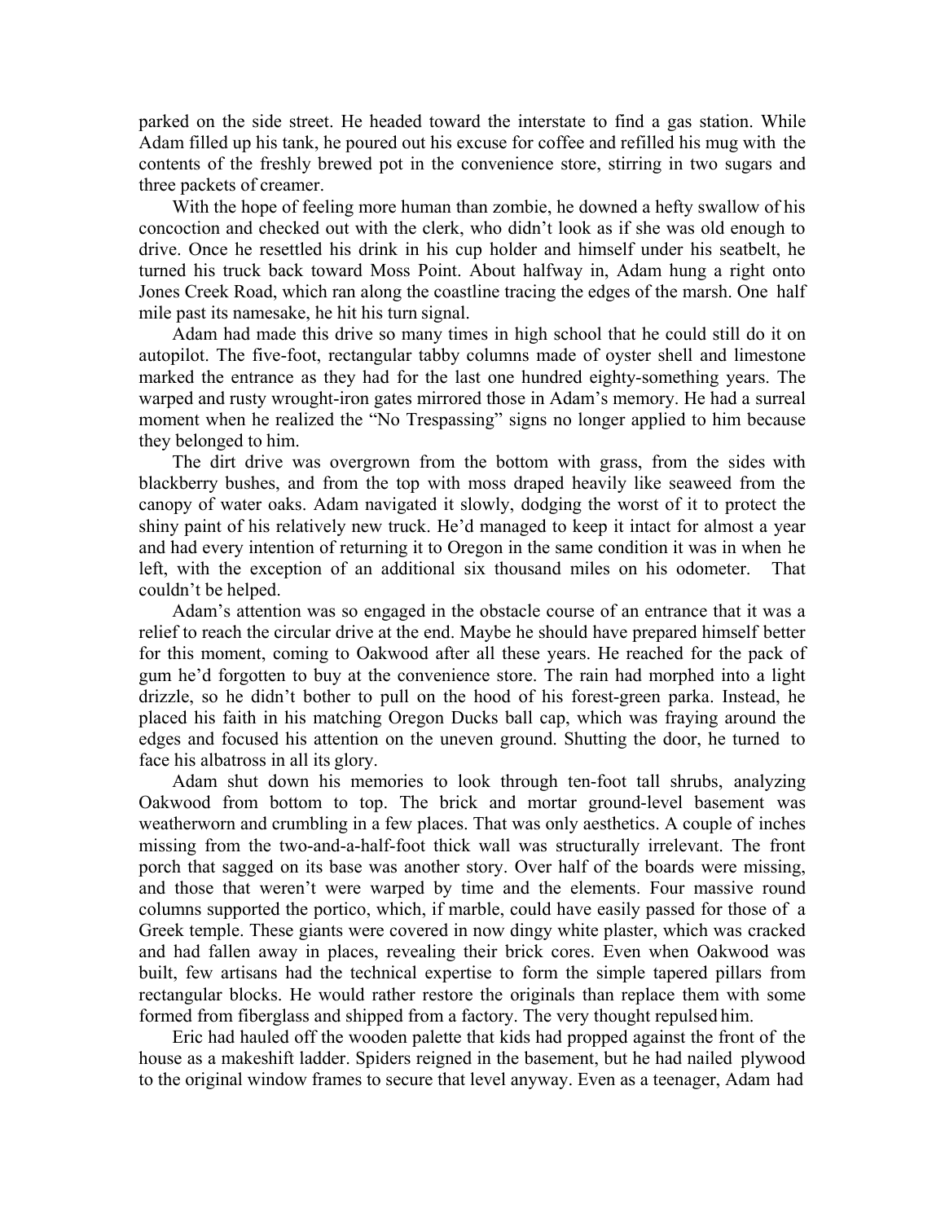parked on the side street. He headed toward the interstate to find a gas station. While Adam filled up his tank, he poured out his excuse for coffee and refilled his mug with the contents of the freshly brewed pot in the convenience store, stirring in two sugars and three packets of creamer.

With the hope of feeling more human than zombie, he downed a hefty swallow of his concoction and checked out with the clerk, who didn't look as if she was old enough to drive. Once he resettled his drink in his cup holder and himself under his seatbelt, he turned his truck back toward Moss Point. About halfway in, Adam hung a right onto Jones Creek Road, which ran along the coastline tracing the edges of the marsh. One half mile past its namesake, he hit his turn signal.

Adam had made this drive so many times in high school that he could still do it on autopilot. The five-foot, rectangular tabby columns made of oyster shell and limestone marked the entrance as they had for the last one hundred eighty-something years. The warped and rusty wrought-iron gates mirrored those in Adam's memory. He had a surreal moment when he realized the "No Trespassing" signs no longer applied to him because they belonged to him.

The dirt drive was overgrown from the bottom with grass, from the sides with blackberry bushes, and from the top with moss draped heavily like seaweed from the canopy of water oaks. Adam navigated it slowly, dodging the worst of it to protect the shiny paint of his relatively new truck. He'd managed to keep it intact for almost a year and had every intention of returning it to Oregon in the same condition it was in when he left, with the exception of an additional six thousand miles on his odometer. That couldn't be helped.

Adam's attention was so engaged in the obstacle course of an entrance that it was a relief to reach the circular drive at the end. Maybe he should have prepared himself better for this moment, coming to Oakwood after all these years. He reached for the pack of gum he'd forgotten to buy at the convenience store. The rain had morphed into a light drizzle, so he didn't bother to pull on the hood of his forest-green parka. Instead, he placed his faith in his matching Oregon Ducks ball cap, which was fraying around the edges and focused his attention on the uneven ground. Shutting the door, he turned to face his albatross in all its glory.

Adam shut down his memories to look through ten-foot tall shrubs, analyzing Oakwood from bottom to top. The brick and mortar ground-level basement was weatherworn and crumbling in a few places. That was only aesthetics. A couple of inches missing from the two-and-a-half-foot thick wall was structurally irrelevant. The front porch that sagged on its base was another story. Over half of the boards were missing, and those that weren't were warped by time and the elements. Four massive round columns supported the portico, which, if marble, could have easily passed for those of a Greek temple. These giants were covered in now dingy white plaster, which was cracked and had fallen away in places, revealing their brick cores. Even when Oakwood was built, few artisans had the technical expertise to form the simple tapered pillars from rectangular blocks. He would rather restore the originals than replace them with some formed from fiberglass and shipped from a factory. The very thought repulsed him.

Eric had hauled off the wooden palette that kids had propped against the front of the house as a makeshift ladder. Spiders reigned in the basement, but he had nailed plywood to the original window frames to secure that level anyway. Even as a teenager, Adam had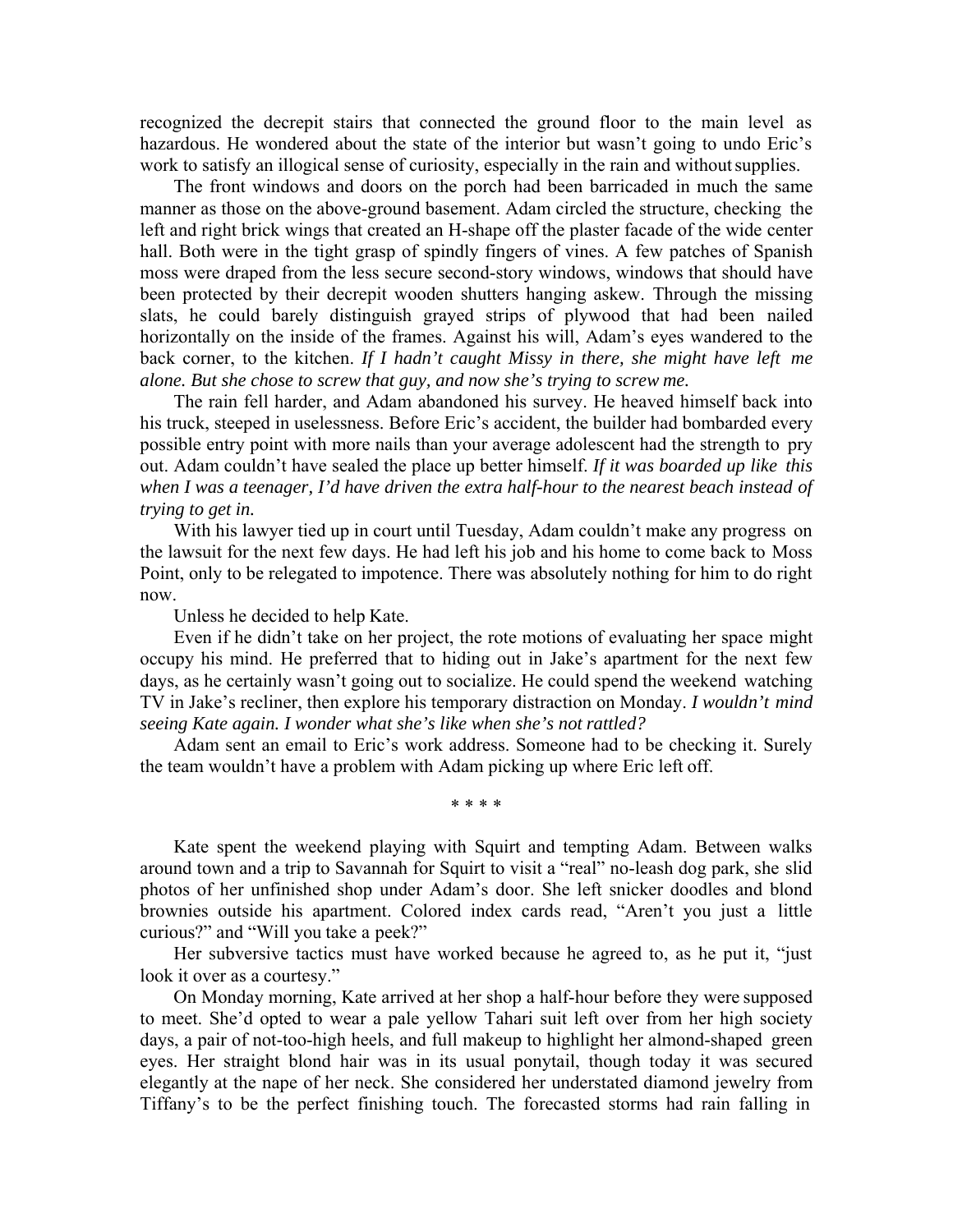recognized the decrepit stairs that connected the ground floor to the main level as hazardous. He wondered about the state of the interior but wasn't going to undo Eric's work to satisfy an illogical sense of curiosity, especially in the rain and without supplies.

The front windows and doors on the porch had been barricaded in much the same manner as those on the above-ground basement. Adam circled the structure, checking the left and right brick wings that created an H-shape off the plaster facade of the wide center hall. Both were in the tight grasp of spindly fingers of vines. A few patches of Spanish moss were draped from the less secure second-story windows, windows that should have been protected by their decrepit wooden shutters hanging askew. Through the missing slats, he could barely distinguish grayed strips of plywood that had been nailed horizontally on the inside of the frames. Against his will, Adam's eyes wandered to the back corner, to the kitchen. *If I hadn't caught Missy in there, she might have left me alone. But she chose to screw that guy, and now she's trying to screw me.*

The rain fell harder, and Adam abandoned his survey. He heaved himself back into his truck, steeped in uselessness. Before Eric's accident, the builder had bombarded every possible entry point with more nails than your average adolescent had the strength to pry out. Adam couldn't have sealed the place up better himself. *If it was boarded up like this when I was a teenager, I'd have driven the extra half-hour to the nearest beach instead of trying to get in.*

With his lawyer tied up in court until Tuesday, Adam couldn't make any progress on the lawsuit for the next few days. He had left his job and his home to come back to Moss Point, only to be relegated to impotence. There was absolutely nothing for him to do right now.

Unless he decided to help Kate.

Even if he didn't take on her project, the rote motions of evaluating her space might occupy his mind. He preferred that to hiding out in Jake's apartment for the next few days, as he certainly wasn't going out to socialize. He could spend the weekend watching TV in Jake's recliner, then explore his temporary distraction on Monday. *I wouldn't mind seeing Kate again. I wonder what she's like when she's not rattled?*

Adam sent an email to Eric's work address. Someone had to be checking it. Surely the team wouldn't have a problem with Adam picking up where Eric left off.

\* \* \* \*

Kate spent the weekend playing with Squirt and tempting Adam. Between walks around town and a trip to Savannah for Squirt to visit a "real" no-leash dog park, she slid photos of her unfinished shop under Adam's door. She left snicker doodles and blond brownies outside his apartment. Colored index cards read, "Aren't you just a little curious?" and "Will you take a peek?"

Her subversive tactics must have worked because he agreed to, as he put it, "just look it over as a courtesy."

On Monday morning, Kate arrived at her shop a half-hour before they were supposed to meet. She'd opted to wear a pale yellow Tahari suit left over from her high society days, a pair of not-too-high heels, and full makeup to highlight her almond-shaped green eyes. Her straight blond hair was in its usual ponytail, though today it was secured elegantly at the nape of her neck. She considered her understated diamond jewelry from Tiffany's to be the perfect finishing touch. The forecasted storms had rain falling in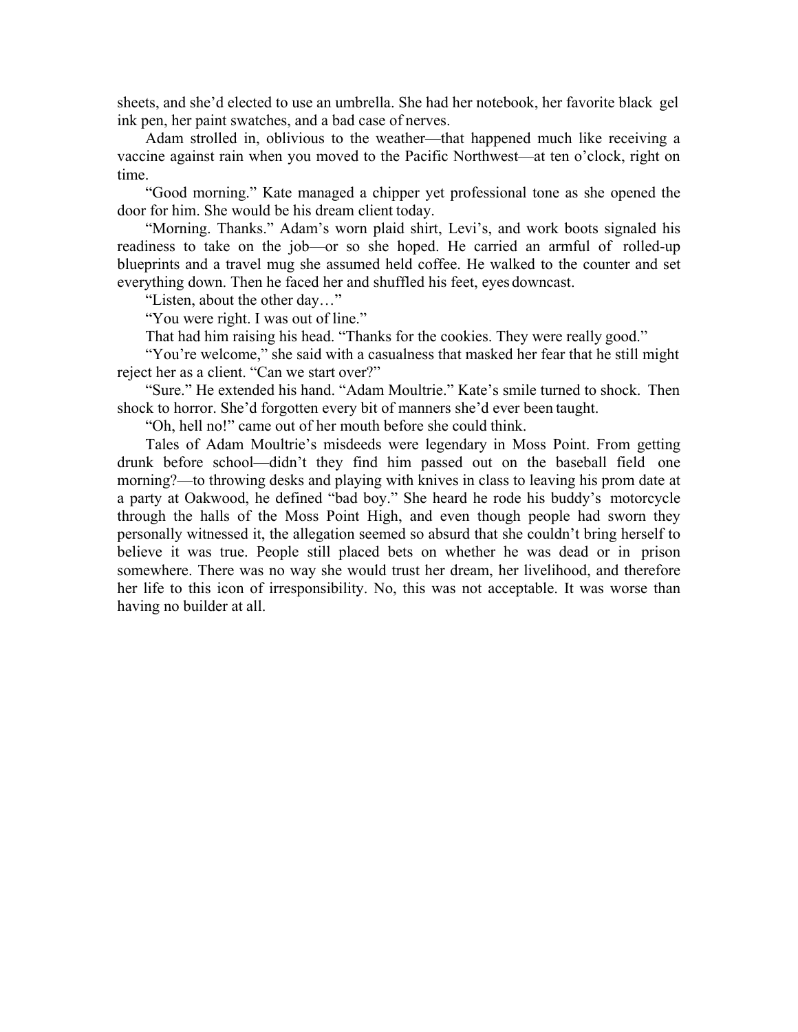sheets, and she'd elected to use an umbrella. She had her notebook, her favorite black gel ink pen, her paint swatches, and a bad case of nerves.

Adam strolled in, oblivious to the weather—that happened much like receiving a vaccine against rain when you moved to the Pacific Northwest—at ten o'clock, right on time.

"Good morning." Kate managed a chipper yet professional tone as she opened the door for him. She would be his dream client today.

"Morning. Thanks." Adam's worn plaid shirt, Levi's, and work boots signaled his readiness to take on the job—or so she hoped. He carried an armful of rolled-up blueprints and a travel mug she assumed held coffee. He walked to the counter and set everything down. Then he faced her and shuffled his feet, eyes downcast.

"Listen, about the other day…"

"You were right. I was out of line."

That had him raising his head. "Thanks for the cookies. They were really good."

"You're welcome," she said with a casualness that masked her fear that he still might reject her as a client. "Can we start over?"

"Sure." He extended his hand. "Adam Moultrie." Kate's smile turned to shock. Then shock to horror. She'd forgotten every bit of manners she'd ever been taught.

"Oh, hell no!" came out of her mouth before she could think.

Tales of Adam Moultrie's misdeeds were legendary in Moss Point. From getting drunk before school—didn't they find him passed out on the baseball field one morning?—to throwing desks and playing with knives in class to leaving his prom date at a party at Oakwood, he defined "bad boy." She heard he rode his buddy's motorcycle through the halls of the Moss Point High, and even though people had sworn they personally witnessed it, the allegation seemed so absurd that she couldn't bring herself to believe it was true. People still placed bets on whether he was dead or in prison somewhere. There was no way she would trust her dream, her livelihood, and therefore her life to this icon of irresponsibility. No, this was not acceptable. It was worse than having no builder at all.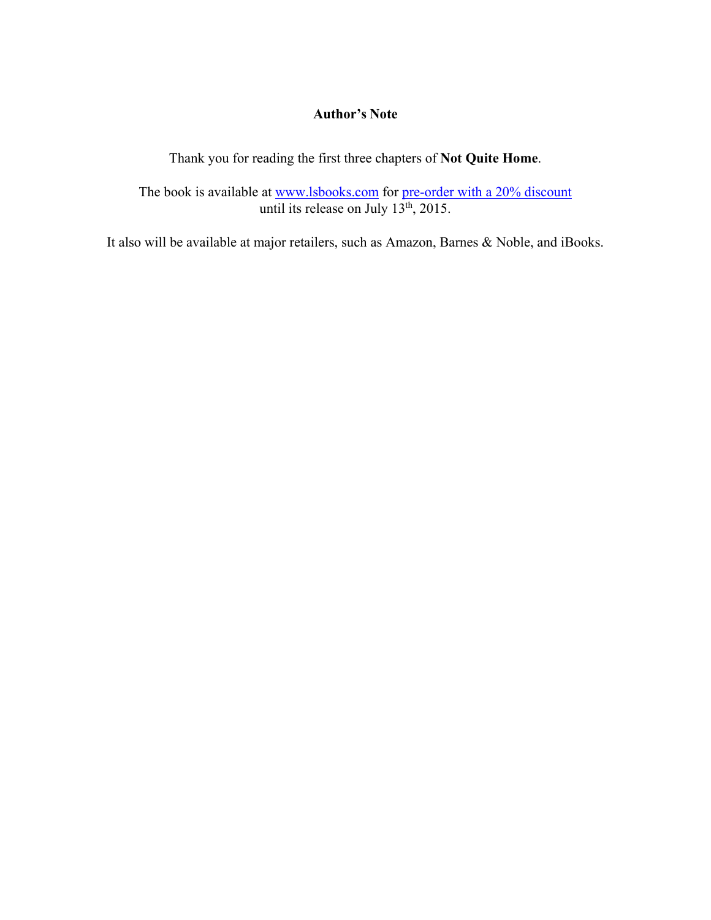**Author's Note**

Thank you for reading the first three chapters of **Not Quite Home**.

The book is available at www.lsbooks.com for pre-order with a 20% discount until its release on July 13th, 2015.

It also will be available at major retailers, such as Amazon, Barnes & Noble, and iBooks.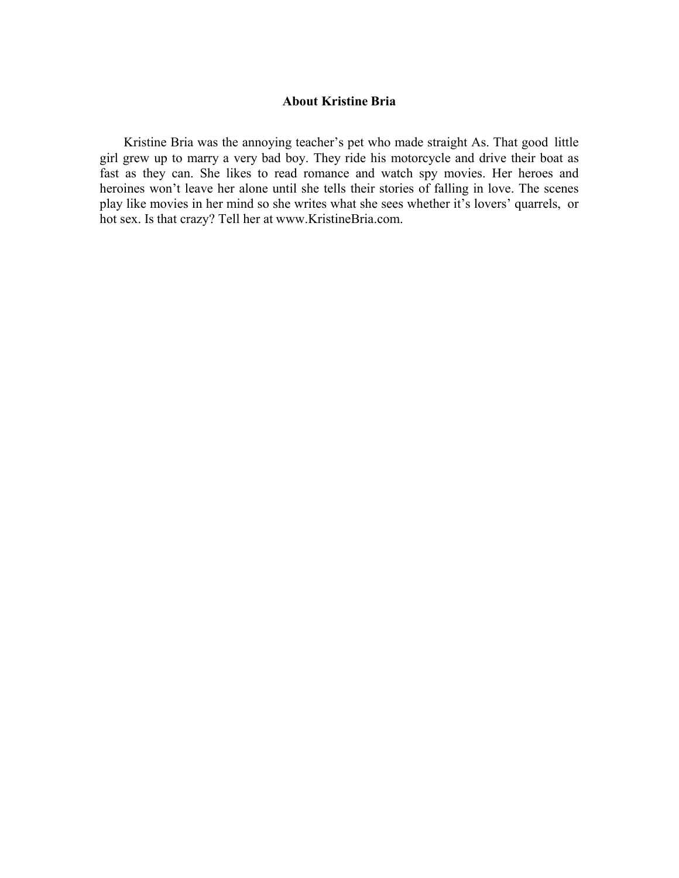## About Kristine Bria

Kristine Bria was the annoying teacher's pet who made straight As. That good little girl grew up to marry a very bad boy. They ride his motorcycle and drive their boat as fast as they can. She likes to read romance and watch spy movies. Her heroes and heroines won't leave her alone until she tells their stories of falling in love. The scenes play like movies in her mind so she writes what she sees whether it's lovers' quarrels, or hot sex. Is that crazy? Tell her at www.KristineBria.com.